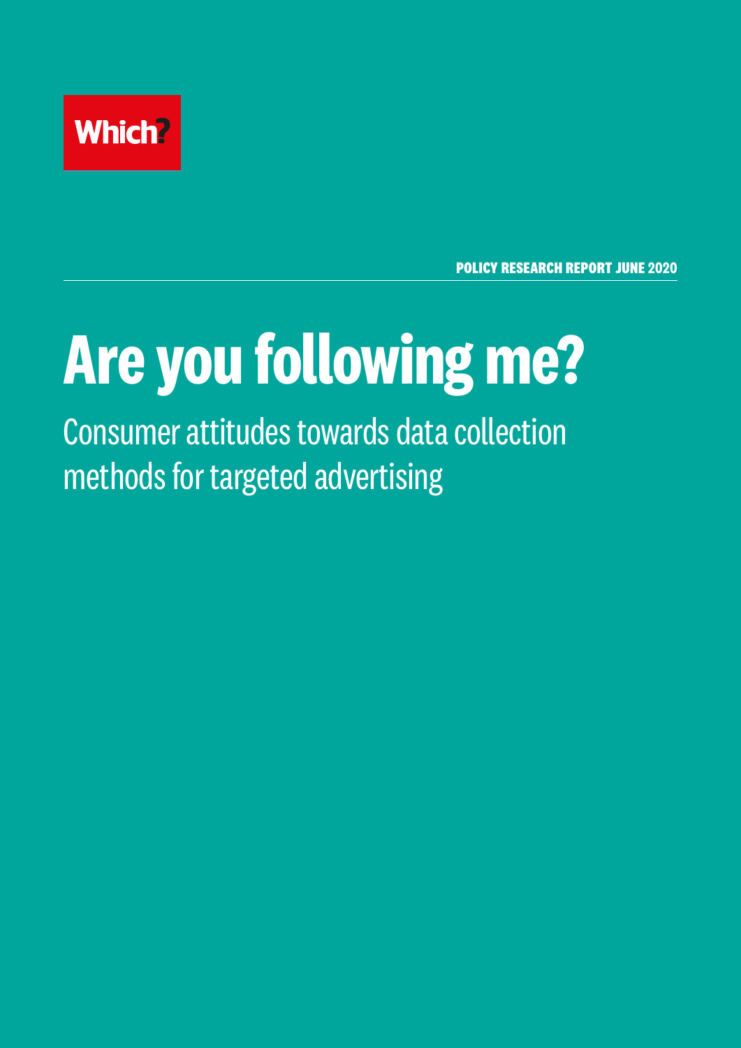Which?

POLICY RESEARCH REPORT JUNE 2020

# Are you following me?

## Consumer attitudes towards data collection methods for targeted advertising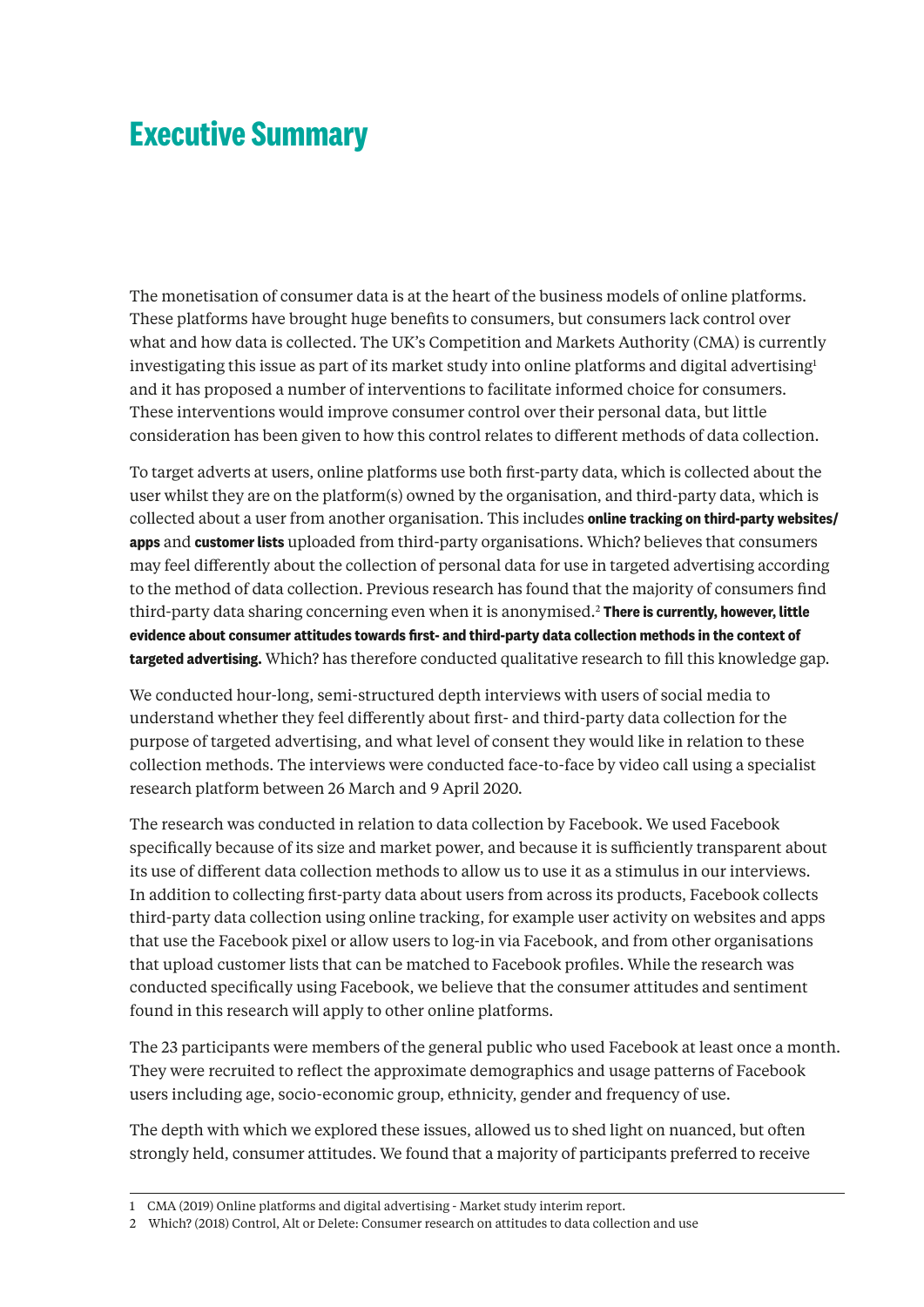# Executive Summary

The monetisation of consumer data is at the heart of the business models of online platforms. These platforms have brought huge benefits to consumers, but consumers lack control over what and how data is collected. The UK's Competition and Markets Authority (CMA) is currently investigating this issue as part of its market study into online platforms and digital advertising[1] and it has proposed a number of interventions to facilitate informed choice for consumers. These interventions would improve consumer control over their personal data, but little consideration has been given to how this control relates to different methods of data collection.

To target adverts at users, online platforms use both first-party data, which is collected about the user whilst they are on the platform(s) owned by the organisation, and third-party data, which is collected about a user from another organisation. This includes **online tracking on third-party websites/apps** and **customer lists** uploaded from third-party organisations. Which? believes that consumers may feel differently about the collection of personal data for use in targeted advertising according to the method of data collection. Previous research has found that the majority of consumers find third-party data sharing concerning even when it is anonymised.[2] **There is currently, however, little evidence about consumer attitudes towards first- and third-party data collection methods in the context of targeted advertising.** Which? has therefore conducted qualitative research to fill this knowledge gap.

We conducted hour-long, semi-structured depth interviews with users of social media to understand whether they feel differently about first- and third-party data collection for the purpose of targeted advertising, and what level of consent they would like in relation to these collection methods. The interviews were conducted face-to-face by video call using a specialist research platform between 26 March and 9 April 2020.

The research was conducted in relation to data collection by Facebook. We used Facebook specifically because of its size and market power, and because it is sufficiently transparent about its use of different data collection methods to allow us to use it as a stimulus in our interviews. In addition to collecting first-party data about users from across its products, Facebook collects third-party data collection using online tracking, for example user activity on websites and apps that use the Facebook pixel or allow users to log-in via Facebook, and from other organisations that upload customer lists that can be matched to Facebook profiles. While the research was conducted specifically using Facebook, we believe that the consumer attitudes and sentiment found in this research will apply to other online platforms.

The 23 participants were members of the general public who used Facebook at least once a month. They were recruited to reflect the approximate demographics and usage patterns of Facebook users including age, socio-economic group, ethnicity, gender and frequency of use.

The depth with which we explored these issues, allowed us to shed light on nuanced, but often strongly held, consumer attitudes. We found that a majority of participants preferred to receive

---

1 CMA (2019) Online platforms and digital advertising - Market study interim report.

2 Which? (2018) Control, Alt or Delete: Consumer research on attitudes to data collection and use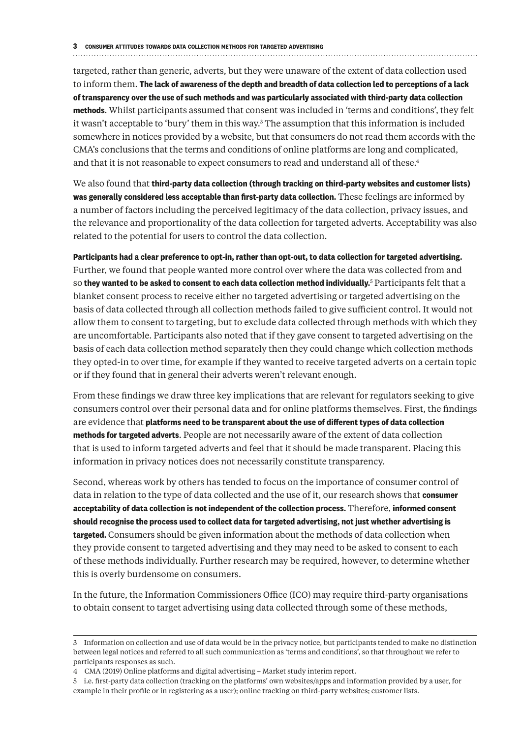targeted, rather than generic, adverts, but they were unaware of the extent of data collection used to inform them. **The lack of awareness of the depth and breadth of data collection led to perceptions of a lack of transparency over the use of such methods and was particularly associated with third-party data collection methods**. Whilst participants assumed that consent was included in 'terms and conditions', they felt it wasn't acceptable to 'bury' them in this way.[3] The assumption that this information is included somewhere in notices provided by a website, but that consumers do not read them accords with the CMA's conclusions that the terms and conditions of online platforms are long and complicated, and that it is not reasonable to expect consumers to read and understand all of these.[4]

We also found that **third-party data collection (through tracking on third-party websites and customer lists) was generally considered less acceptable than first-party data collection.** These feelings are informed by a number of factors including the perceived legitimacy of the data collection, privacy issues, and the relevance and proportionality of the data collection for targeted adverts. Acceptability was also related to the potential for users to control the data collection.

**Participants had a clear preference to opt-in, rather than opt-out, to data collection for targeted advertising.** Further, we found that people wanted more control over where the data was collected from and so **they wanted to be asked to consent to each data collection method individually.**[5] Participants felt that a blanket consent process to receive either no targeted advertising or targeted advertising on the basis of data collected through all collection methods failed to give sufficient control. It would not allow them to consent to targeting, but to exclude data collected through methods with which they are uncomfortable. Participants also noted that if they gave consent to targeted advertising on the basis of each data collection method separately then they could change which collection methods they opted-in to over time, for example if they wanted to receive targeted adverts on a certain topic or if they found that in general their adverts weren't relevant enough.

From these findings we draw three key implications that are relevant for regulators seeking to give consumers control over their personal data and for online platforms themselves. First, the findings are evidence that **platforms need to be transparent about the use of different types of data collection methods for targeted adverts**. People are not necessarily aware of the extent of data collection that is used to inform targeted adverts and feel that it should be made transparent. Placing this information in privacy notices does not necessarily constitute transparency.

Second, whereas work by others has tended to focus on the importance of consumer control of data in relation to the type of data collected and the use of it, our research shows that **consumer acceptability of data collection is not independent of the collection process.** Therefore, **informed consent should recognise the process used to collect data for targeted advertising, not just whether advertising is targeted.** Consumers should be given information about the methods of data collection when they provide consent to targeted advertising and they may need to be asked to consent to each of these methods individually. Further research may be required, however, to determine whether this is overly burdensome on consumers.

In the future, the Information Commissioners Office (ICO) may require third-party organisations to obtain consent to target advertising using data collected through some of these methods,

---

3 Information on collection and use of data would be in the privacy notice, but participants tended to make no distinction between legal notices and referred to all such communication as 'terms and conditions', so that throughout we refer to participants responses as such.

4 CMA (2019) Online platforms and digital advertising – Market study interim report.

5 i.e. first-party data collection (tracking on the platforms' own websites/apps and information provided by a user, for example in their profile or in registering as a user); online tracking on third-party websites; customer lists.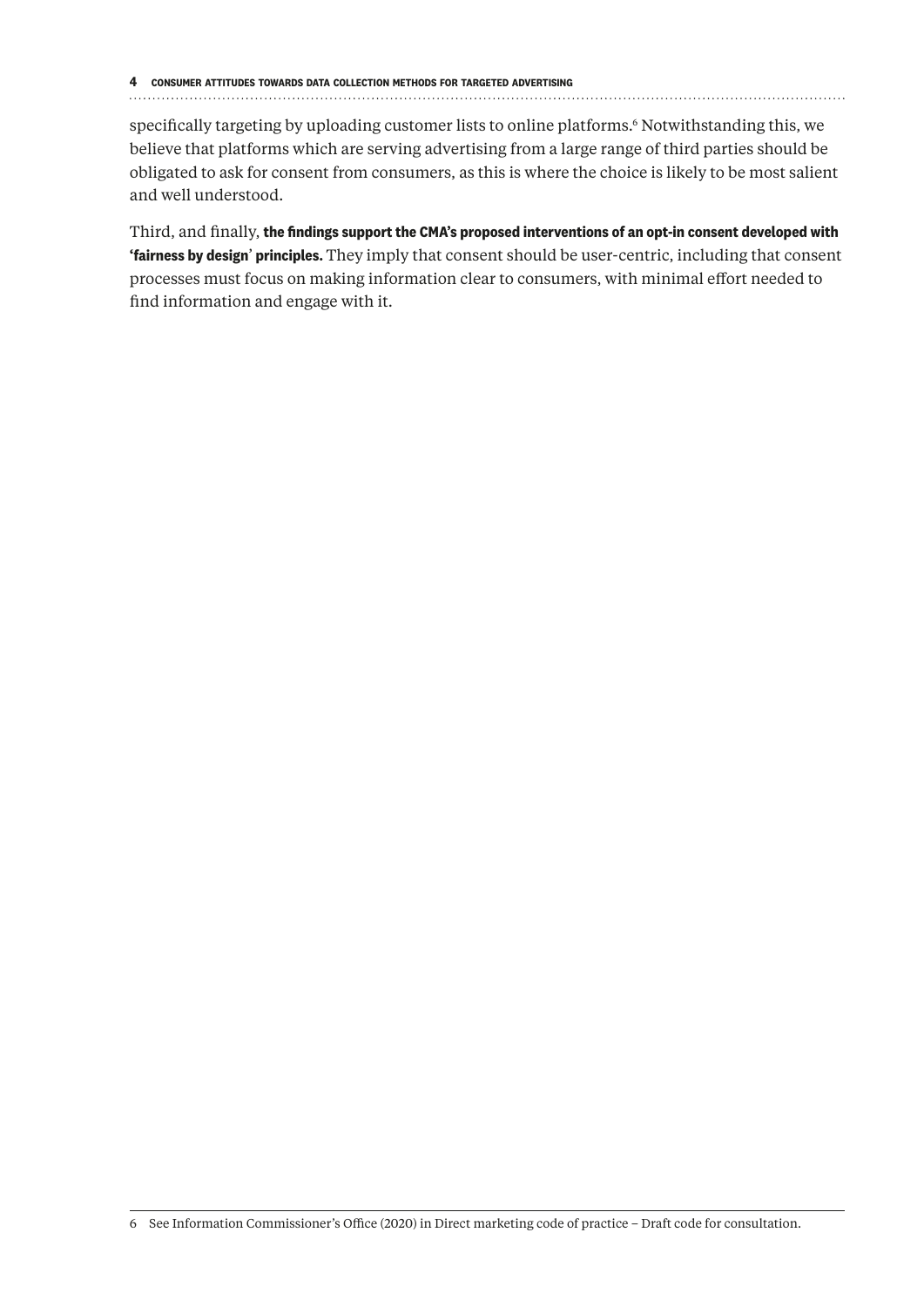specifically targeting by uploading customer lists to online platforms.[6] Notwithstanding this, we believe that platforms which are serving advertising from a large range of third parties should be obligated to ask for consent from consumers, as this is where the choice is likely to be most salient and well understood.

Third, and finally, **the findings support the CMA's proposed interventions of an opt-in consent developed with 'fairness by design' principles.** They imply that consent should be user-centric, including that consent processes must focus on making information clear to consumers, with minimal effort needed to find information and engage with it.

6 See Information Commissioner's Office (2020) in Direct marketing code of practice – Draft code for consultation.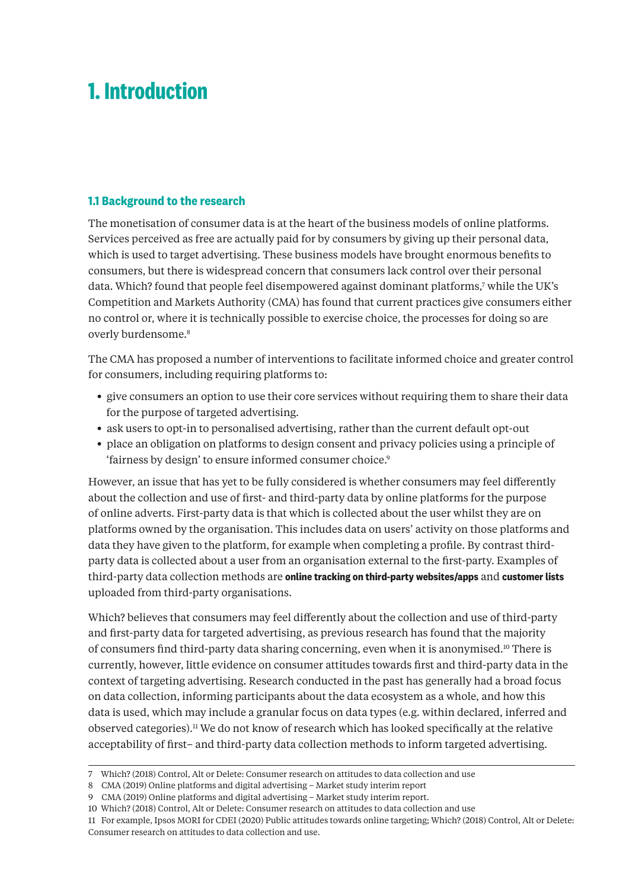# 1. Introduction

## 1.1 Background to the research

The monetisation of consumer data is at the heart of the business models of online platforms. Services perceived as free are actually paid for by consumers by giving up their personal data, which is used to target advertising. These business models have brought enormous benefits to consumers, but there is widespread concern that consumers lack control over their personal data. Which? found that people feel disempowered against dominant platforms,[7] while the UK's Competition and Markets Authority (CMA) has found that current practices give consumers either no control or, where it is technically possible to exercise choice, the processes for doing so are overly burdensome.[8]

The CMA has proposed a number of interventions to facilitate informed choice and greater control for consumers, including requiring platforms to:

- give consumers an option to use their core services without requiring them to share their data for the purpose of targeted advertising.
- ask users to opt-in to personalised advertising, rather than the current default opt-out
- place an obligation on platforms to design consent and privacy policies using a principle of 'fairness by design' to ensure informed consumer choice.[9]

However, an issue that has yet to be fully considered is whether consumers may feel differently about the collection and use of first- and third-party data by online platforms for the purpose of online adverts. First-party data is that which is collected about the user whilst they are on platforms owned by the organisation. This includes data on users' activity on those platforms and data they have given to the platform, for example when completing a profile. By contrast third-party data is collected about a user from an organisation external to the first-party. Examples of third-party data collection methods are **online tracking on third-party websites/apps** and **customer lists** uploaded from third-party organisations.

Which? believes that consumers may feel differently about the collection and use of third-party and first-party data for targeted advertising, as previous research has found that the majority of consumers find third-party data sharing concerning, even when it is anonymised.[10] There is currently, however, little evidence on consumer attitudes towards first and third-party data in the context of targeting advertising. Research conducted in the past has generally had a broad focus on data collection, informing participants about the data ecosystem as a whole, and how this data is used, which may include a granular focus on data types (e.g. within declared, inferred and observed categories).[11] We do not know of research which has looked specifically at the relative acceptability of first– and third-party data collection methods to inform targeted advertising.

---

7 Which? (2018) Control, Alt or Delete: Consumer research on attitudes to data collection and use

8 CMA (2019) Online platforms and digital advertising – Market study interim report

9 CMA (2019) Online platforms and digital advertising – Market study interim report.

10 Which? (2018) Control, Alt or Delete: Consumer research on attitudes to data collection and use

11 For example, Ipsos MORI for CDEI (2020) Public attitudes towards online targeting; Which? (2018) Control, Alt or Delete: Consumer research on attitudes to data collection and use.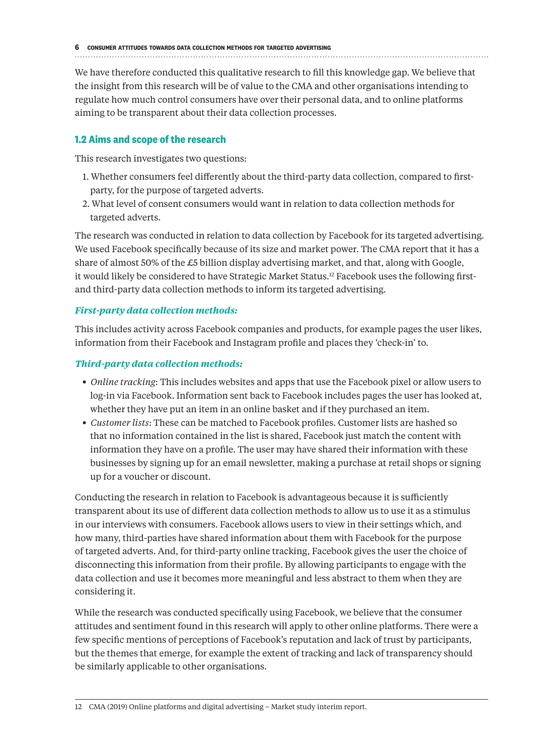We have therefore conducted this qualitative research to fill this knowledge gap. We believe that the insight from this research will be of value to the CMA and other organisations intending to regulate how much control consumers have over their personal data, and to online platforms aiming to be transparent about their data collection processes.

## 1.2 Aims and scope of the research

This research investigates two questions:

1. Whether consumers feel differently about the third-party data collection, compared to first-party, for the purpose of targeted adverts.
2. What level of consent consumers would want in relation to data collection methods for targeted adverts.

The research was conducted in relation to data collection by Facebook for its targeted advertising. We used Facebook specifically because of its size and market power. The CMA report that it has a share of almost 50% of the £5 billion display advertising market, and that, along with Google, it would likely be considered to have Strategic Market Status.[12] Facebook uses the following first- and third-party data collection methods to inform its targeted advertising.

### *First-party data collection methods:*

This includes activity across Facebook companies and products, for example pages the user likes, information from their Facebook and Instagram profile and places they 'check-in' to.

### *Third-party data collection methods:*

- *Online tracking*: This includes websites and apps that use the Facebook pixel or allow users to log-in via Facebook. Information sent back to Facebook includes pages the user has looked at, whether they have put an item in an online basket and if they purchased an item.
- *Customer lists*: These can be matched to Facebook profiles. Customer lists are hashed so that no information contained in the list is shared, Facebook just match the content with information they have on a profile. The user may have shared their information with these businesses by signing up for an email newsletter, making a purchase at retail shops or signing up for a voucher or discount.

Conducting the research in relation to Facebook is advantageous because it is sufficiently transparent about its use of different data collection methods to allow us to use it as a stimulus in our interviews with consumers. Facebook allows users to view in their settings which, and how many, third-parties have shared information about them with Facebook for the purpose of targeted adverts. And, for third-party online tracking, Facebook gives the user the choice of disconnecting this information from their profile. By allowing participants to engage with the data collection and use it becomes more meaningful and less abstract to them when they are considering it.

While the research was conducted specifically using Facebook, we believe that the consumer attitudes and sentiment found in this research will apply to other online platforms. There were a few specific mentions of perceptions of Facebook's reputation and lack of trust by participants, but the themes that emerge, for example the extent of tracking and lack of transparency should be similarly applicable to other organisations.

---

12 CMA (2019) Online platforms and digital advertising – Market study interim report.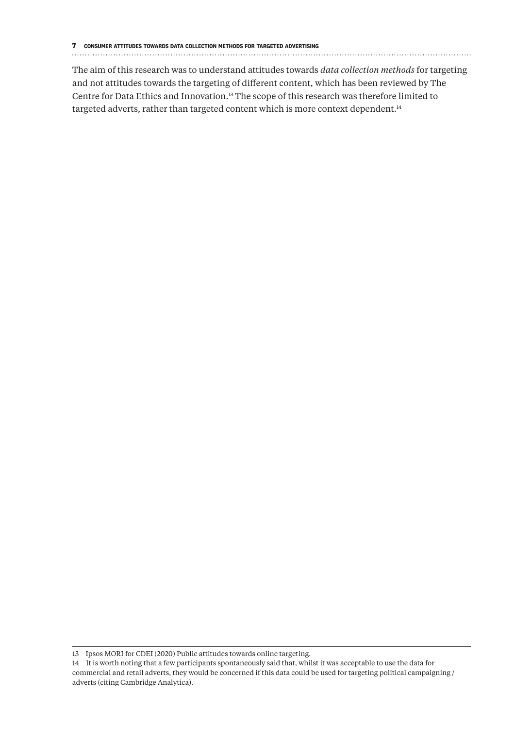The aim of this research was to understand attitudes towards *data collection methods* for targeting and not attitudes towards the targeting of different content, which has been reviewed by The Centre for Data Ethics and Innovation.[13] The scope of this research was therefore limited to targeted adverts, rather than targeted content which is more context dependent.[14]

13 Ipsos MORI for CDEI (2020) Public attitudes towards online targeting.

14 It is worth noting that a few participants spontaneously said that, whilst it was acceptable to use the data for commercial and retail adverts, they would be concerned if this data could be used for targeting political campaigning / adverts (citing Cambridge Analytica).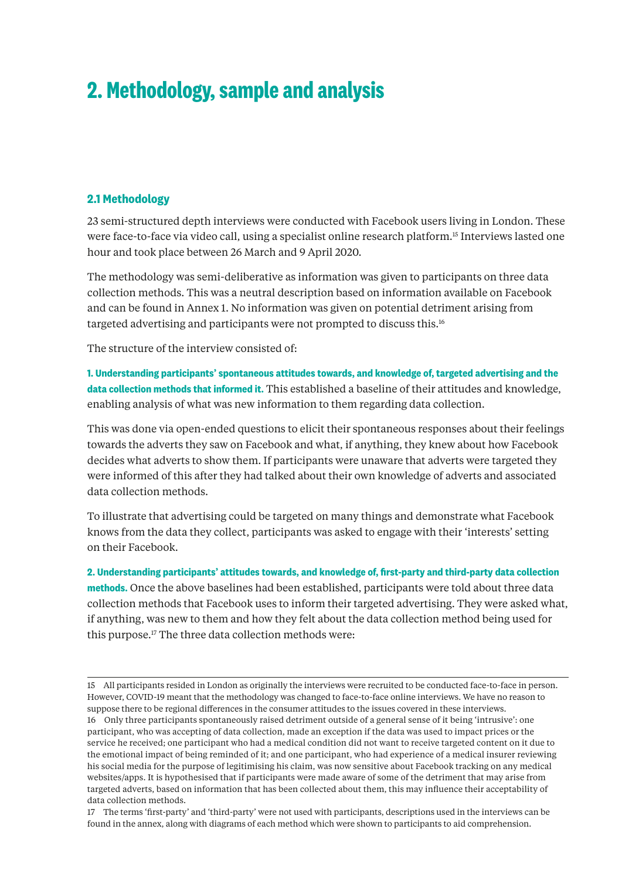# 2. Methodology, sample and analysis

## 2.1 Methodology

23 semi-structured depth interviews were conducted with Facebook users living in London. These were face-to-face via video call, using a specialist online research platform.[15] Interviews lasted one hour and took place between 26 March and 9 April 2020.

The methodology was semi-deliberative as information was given to participants on three data collection methods. This was a neutral description based on information available on Facebook and can be found in Annex 1. No information was given on potential detriment arising from targeted advertising and participants were not prompted to discuss this.[16]

The structure of the interview consisted of:

**1. Understanding participants' spontaneous attitudes towards, and knowledge of, targeted advertising and the data collection methods that informed it.** This established a baseline of their attitudes and knowledge, enabling analysis of what was new information to them regarding data collection.

This was done via open-ended questions to elicit their spontaneous responses about their feelings towards the adverts they saw on Facebook and what, if anything, they knew about how Facebook decides what adverts to show them. If participants were unaware that adverts were targeted they were informed of this after they had talked about their own knowledge of adverts and associated data collection methods.

To illustrate that advertising could be targeted on many things and demonstrate what Facebook knows from the data they collect, participants was asked to engage with their 'interests' setting on their Facebook.

**2. Understanding participants' attitudes towards, and knowledge of, first-party and third-party data collection methods.** Once the above baselines had been established, participants were told about three data collection methods that Facebook uses to inform their targeted advertising. They were asked what, if anything, was new to them and how they felt about the data collection method being used for this purpose.[17] The three data collection methods were:

---

15 All participants resided in London as originally the interviews were recruited to be conducted face-to-face in person. However, COVID-19 meant that the methodology was changed to face-to-face online interviews. We have no reason to suppose there to be regional differences in the consumer attitudes to the issues covered in these interviews.

16 Only three participants spontaneously raised detriment outside of a general sense of it being 'intrusive': one participant, who was accepting of data collection, made an exception if the data was used to impact prices or the service he received; one participant who had a medical condition did not want to receive targeted content on it due to the emotional impact of being reminded of it; and one participant, who had experience of a medical insurer reviewing his social media for the purpose of legitimising his claim, was now sensitive about Facebook tracking on any medical websites/apps. It is hypothesised that if participants were made aware of some of the detriment that may arise from targeted adverts, based on information that has been collected about them, this may influence their acceptability of data collection methods.

17 The terms 'first-party' and 'third-party' were not used with participants, descriptions used in the interviews can be found in the annex, along with diagrams of each method which were shown to participants to aid comprehension.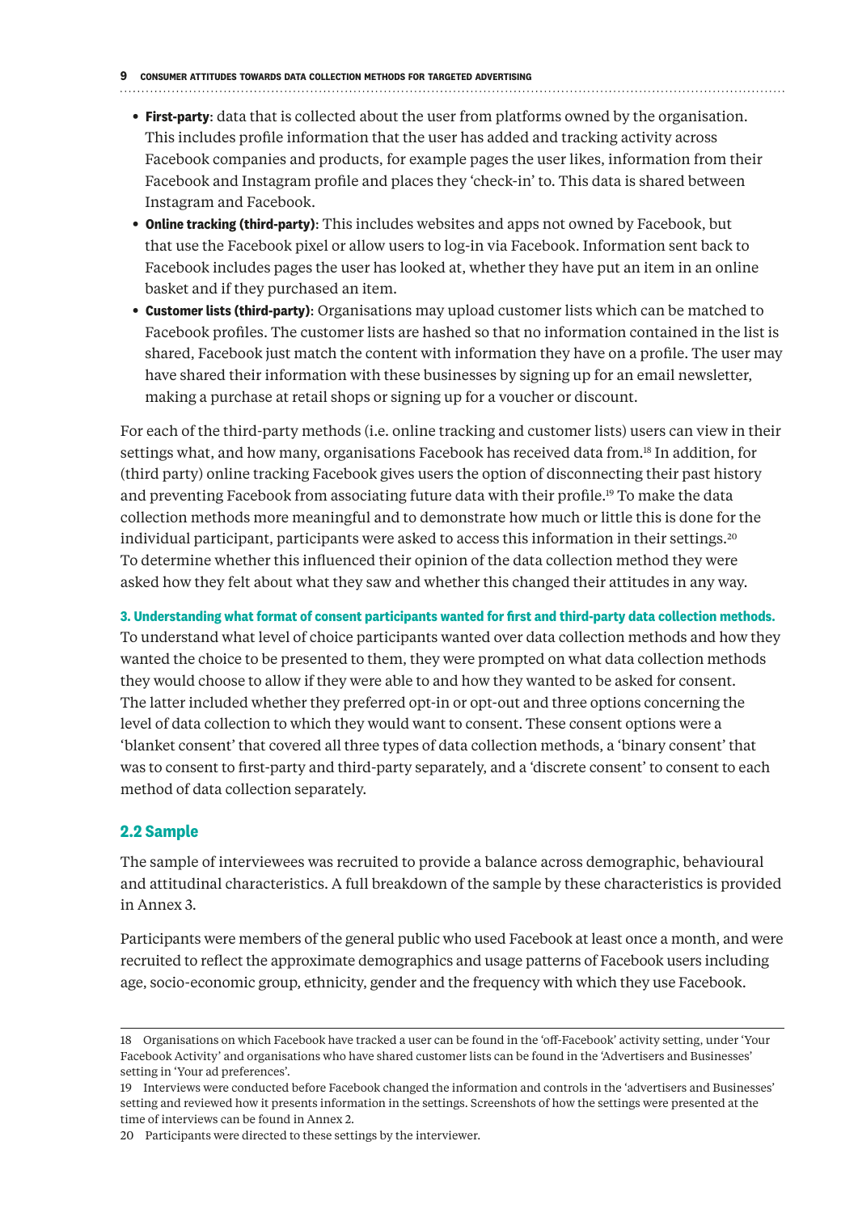- **First-party**: data that is collected about the user from platforms owned by the organisation. This includes profile information that the user has added and tracking activity across Facebook companies and products, for example pages the user likes, information from their Facebook and Instagram profile and places they 'check-in' to. This data is shared between Instagram and Facebook.
- **Online tracking (third-party)**: This includes websites and apps not owned by Facebook, but that use the Facebook pixel or allow users to log-in via Facebook. Information sent back to Facebook includes pages the user has looked at, whether they have put an item in an online basket and if they purchased an item.
- **Customer lists (third-party)**: Organisations may upload customer lists which can be matched to Facebook profiles. The customer lists are hashed so that no information contained in the list is shared, Facebook just match the content with information they have on a profile. The user may have shared their information with these businesses by signing up for an email newsletter, making a purchase at retail shops or signing up for a voucher or discount.

For each of the third-party methods (i.e. online tracking and customer lists) users can view in their settings what, and how many, organisations Facebook has received data from.[18] In addition, for (third party) online tracking Facebook gives users the option of disconnecting their past history and preventing Facebook from associating future data with their profile.[19] To make the data collection methods more meaningful and to demonstrate how much or little this is done for the individual participant, participants were asked to access this information in their settings.[20] To determine whether this influenced their opinion of the data collection method they were asked how they felt about what they saw and whether this changed their attitudes in any way.

**3. Understanding what format of consent participants wanted for first and third-party data collection methods.**
To understand what level of choice participants wanted over data collection methods and how they wanted the choice to be presented to them, they were prompted on what data collection methods they would choose to allow if they were able to and how they wanted to be asked for consent. The latter included whether they preferred opt-in or opt-out and three options concerning the level of data collection to which they would want to consent. These consent options were a 'blanket consent' that covered all three types of data collection methods, a 'binary consent' that was to consent to first-party and third-party separately, and a 'discrete consent' to consent to each method of data collection separately.

## 2.2 Sample

The sample of interviewees was recruited to provide a balance across demographic, behavioural and attitudinal characteristics. A full breakdown of the sample by these characteristics is provided in Annex 3.

Participants were members of the general public who used Facebook at least once a month, and were recruited to reflect the approximate demographics and usage patterns of Facebook users including age, socio-economic group, ethnicity, gender and the frequency with which they use Facebook.

---

18 Organisations on which Facebook have tracked a user can be found in the 'off-Facebook' activity setting, under 'Your Facebook Activity' and organisations who have shared customer lists can be found in the 'Advertisers and Businesses' setting in 'Your ad preferences'.

19 Interviews were conducted before Facebook changed the information and controls in the 'advertisers and Businesses' setting and reviewed how it presents information in the settings. Screenshots of how the settings were presented at the time of interviews can be found in Annex 2.

20 Participants were directed to these settings by the interviewer.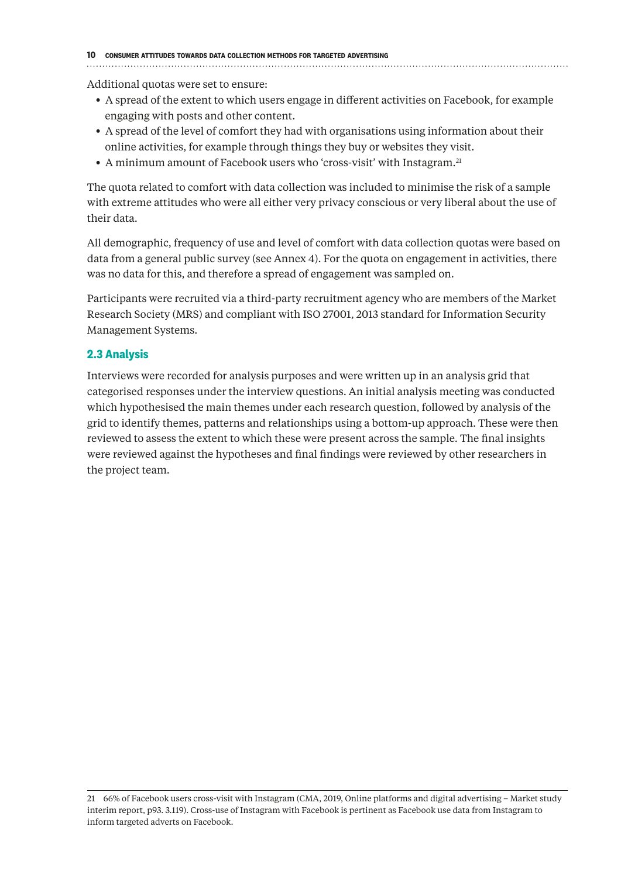Additional quotas were set to ensure:

- A spread of the extent to which users engage in different activities on Facebook, for example engaging with posts and other content.
- A spread of the level of comfort they had with organisations using information about their online activities, for example through things they buy or websites they visit.
- A minimum amount of Facebook users who 'cross-visit' with Instagram.[21]

The quota related to comfort with data collection was included to minimise the risk of a sample with extreme attitudes who were all either very privacy conscious or very liberal about the use of their data.

All demographic, frequency of use and level of comfort with data collection quotas were based on data from a general public survey (see Annex 4). For the quota on engagement in activities, there was no data for this, and therefore a spread of engagement was sampled on.

Participants were recruited via a third-party recruitment agency who are members of the Market Research Society (MRS) and compliant with ISO 27001, 2013 standard for Information Security Management Systems.

## 2.3 Analysis

Interviews were recorded for analysis purposes and were written up in an analysis grid that categorised responses under the interview questions. An initial analysis meeting was conducted which hypothesised the main themes under each research question, followed by analysis of the grid to identify themes, patterns and relationships using a bottom-up approach. These were then reviewed to assess the extent to which these were present across the sample. The final insights were reviewed against the hypotheses and final findings were reviewed by other researchers in the project team.

---

21 66% of Facebook users cross-visit with Instagram (CMA, 2019, Online platforms and digital advertising – Market study interim report, p93. 3.119). Cross-use of Instagram with Facebook is pertinent as Facebook use data from Instagram to inform targeted adverts on Facebook.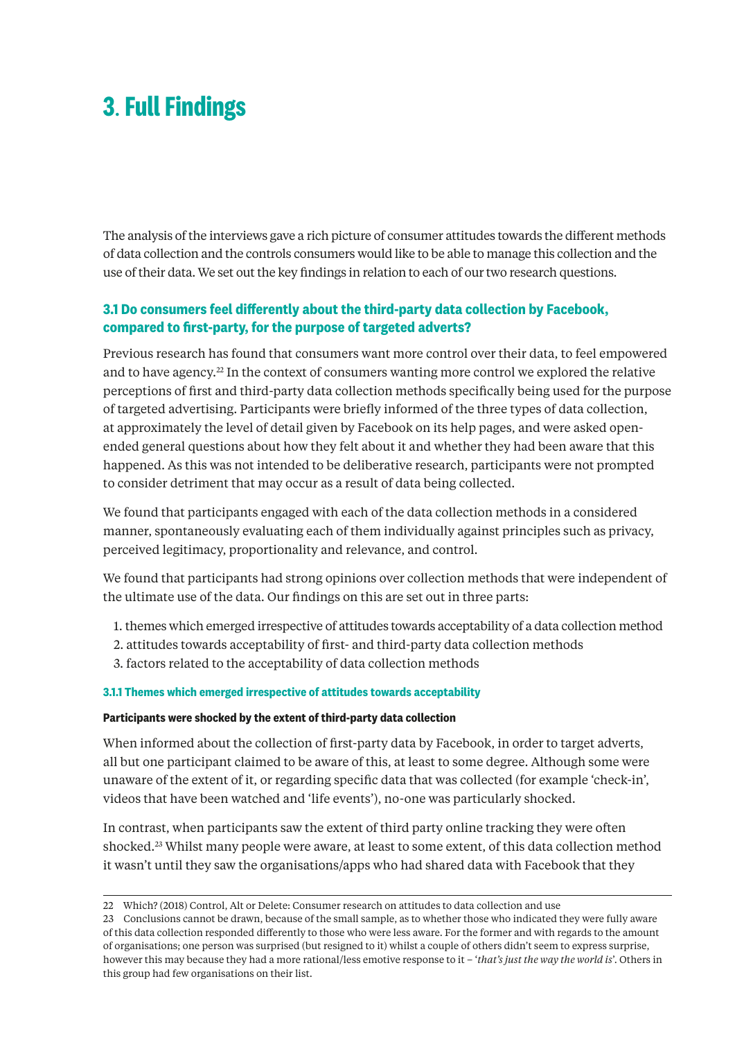# 3. Full Findings

The analysis of the interviews gave a rich picture of consumer attitudes towards the different methods of data collection and the controls consumers would like to be able to manage this collection and the use of their data. We set out the key findings in relation to each of our two research questions.

## 3.1 Do consumers feel differently about the third-party data collection by Facebook, compared to first-party, for the purpose of targeted adverts?

Previous research has found that consumers want more control over their data, to feel empowered and to have agency.[22] In the context of consumers wanting more control we explored the relative perceptions of first and third-party data collection methods specifically being used for the purpose of targeted advertising. Participants were briefly informed of the three types of data collection, at approximately the level of detail given by Facebook on its help pages, and were asked open-ended general questions about how they felt about it and whether they had been aware that this happened. As this was not intended to be deliberative research, participants were not prompted to consider detriment that may occur as a result of data being collected.

We found that participants engaged with each of the data collection methods in a considered manner, spontaneously evaluating each of them individually against principles such as privacy, perceived legitimacy, proportionality and relevance, and control.

We found that participants had strong opinions over collection methods that were independent of the ultimate use of the data. Our findings on this are set out in three parts:

1. themes which emerged irrespective of attitudes towards acceptability of a data collection method
2. attitudes towards acceptability of first- and third-party data collection methods
3. factors related to the acceptability of data collection methods

### 3.1.1 Themes which emerged irrespective of attitudes towards acceptability

#### Participants were shocked by the extent of third-party data collection

When informed about the collection of first-party data by Facebook, in order to target adverts, all but one participant claimed to be aware of this, at least to some degree. Although some were unaware of the extent of it, or regarding specific data that was collected (for example 'check-in', videos that have been watched and 'life events'), no-one was particularly shocked.

In contrast, when participants saw the extent of third party online tracking they were often shocked.[23] Whilst many people were aware, at least to some extent, of this data collection method it wasn't until they saw the organisations/apps who had shared data with Facebook that they

---

22 Which? (2018) Control, Alt or Delete: Consumer research on attitudes to data collection and use

23 Conclusions cannot be drawn, because of the small sample, as to whether those who indicated they were fully aware of this data collection responded differently to those who were less aware. For the former and with regards to the amount of organisations; one person was surprised (but resigned to it) whilst a couple of others didn't seem to express surprise, however this may because they had a more rational/less emotive response to it – '*that's just the way the world is*'. Others in this group had few organisations on their list.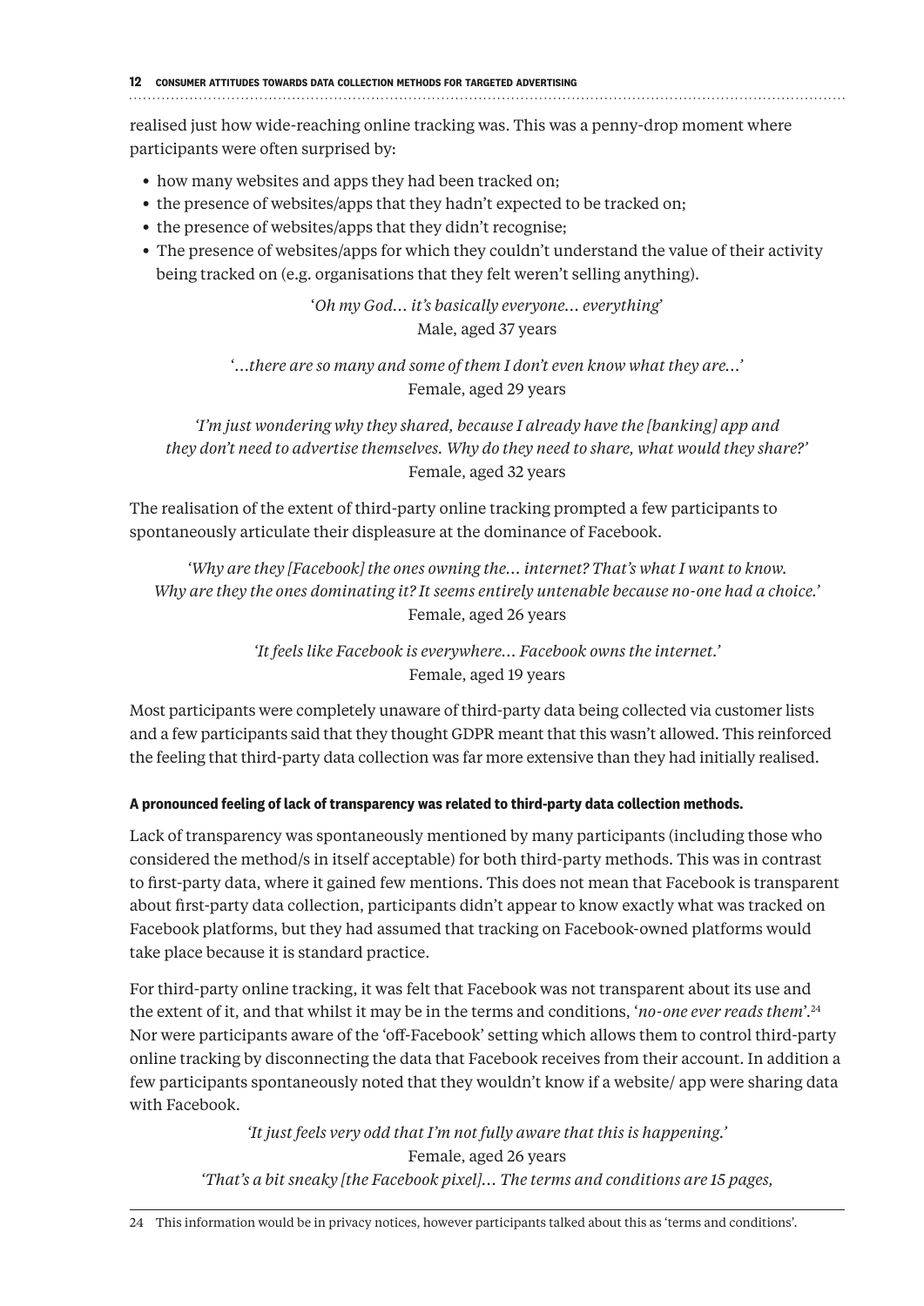realised just how wide-reaching online tracking was. This was a penny-drop moment where participants were often surprised by:

- how many websites and apps they had been tracked on;
- the presence of websites/apps that they hadn't expected to be tracked on;
- the presence of websites/apps that they didn't recognise;
- The presence of websites/apps for which they couldn't understand the value of their activity being tracked on (e.g. organisations that they felt weren't selling anything).

*'Oh my God… it's basically everyone… everything'*
Male, aged 37 years

*'…there are so many and some of them I don't even know what they are…'*
Female, aged 29 years

*'I'm just wondering why they shared, because I already have the [banking] app and they don't need to advertise themselves. Why do they need to share, what would they share?'*
Female, aged 32 years

The realisation of the extent of third-party online tracking prompted a few participants to spontaneously articulate their displeasure at the dominance of Facebook.

*'Why are they [Facebook] the ones owning the… internet? That's what I want to know. Why are they the ones dominating it? It seems entirely untenable because no-one had a choice.'*
Female, aged 26 years

*'It feels like Facebook is everywhere… Facebook owns the internet.'*
Female, aged 19 years

Most participants were completely unaware of third-party data being collected via customer lists and a few participants said that they thought GDPR meant that this wasn't allowed. This reinforced the feeling that third-party data collection was far more extensive than they had initially realised.

**A pronounced feeling of lack of transparency was related to third-party data collection methods.**

Lack of transparency was spontaneously mentioned by many participants (including those who considered the method/s in itself acceptable) for both third-party methods. This was in contrast to first-party data, where it gained few mentions. This does not mean that Facebook is transparent about first-party data collection, participants didn't appear to know exactly what was tracked on Facebook platforms, but they had assumed that tracking on Facebook-owned platforms would take place because it is standard practice.

For third-party online tracking, it was felt that Facebook was not transparent about its use and the extent of it, and that whilst it may be in the terms and conditions, '*no-one ever reads them*'.[24] Nor were participants aware of the 'off-Facebook' setting which allows them to control third-party online tracking by disconnecting the data that Facebook receives from their account. In addition a few participants spontaneously noted that they wouldn't know if a website/ app were sharing data with Facebook.

*'It just feels very odd that I'm not fully aware that this is happening.'*
Female, aged 26 years

*'That's a bit sneaky [the Facebook pixel]… The terms and conditions are 15 pages,*

24 This information would be in privacy notices, however participants talked about this as 'terms and conditions'.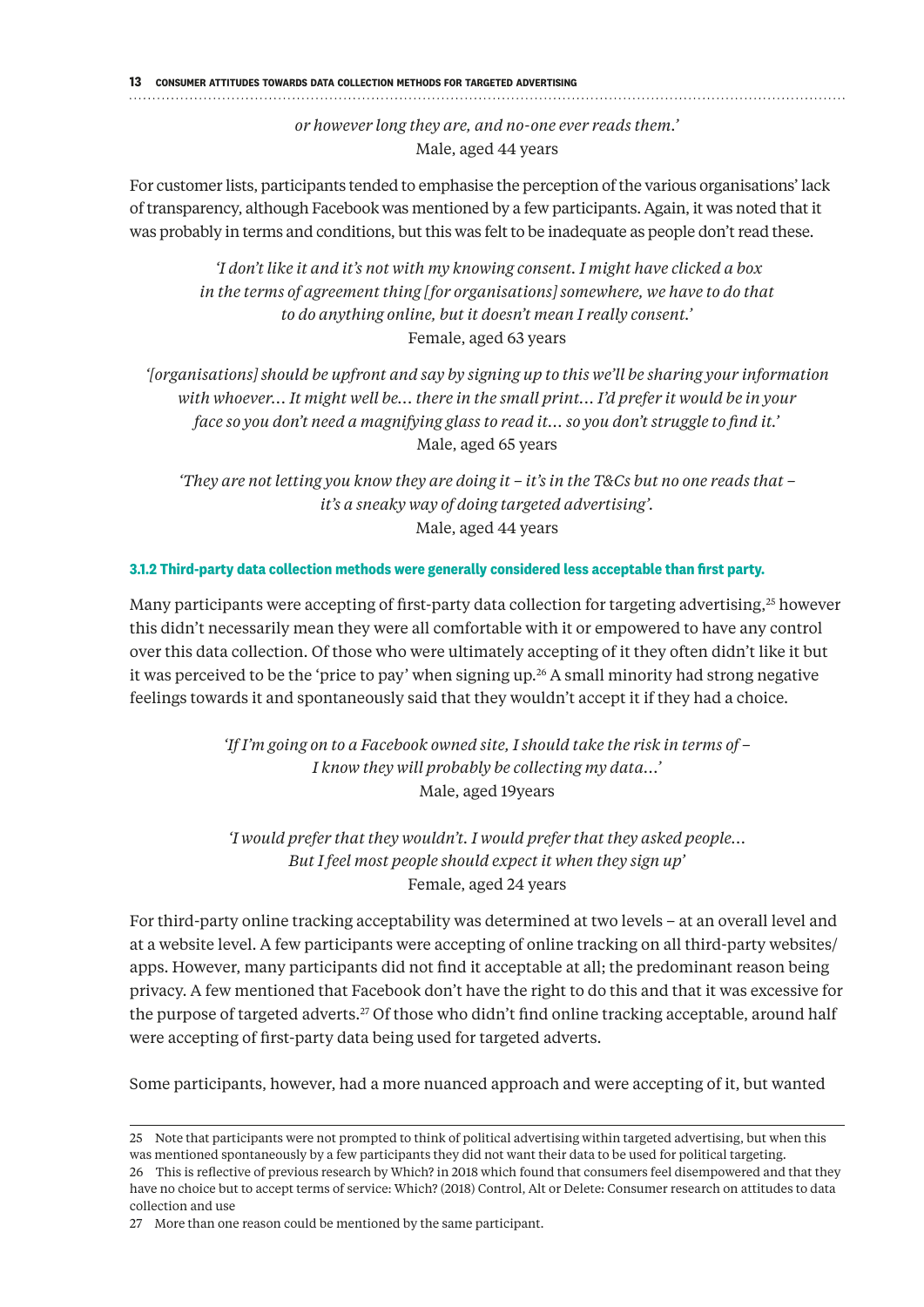*or however long they are, and no-one ever reads them.'*
Male, aged 44 years

For customer lists, participants tended to emphasise the perception of the various organisations' lack of transparency, although Facebook was mentioned by a few participants. Again, it was noted that it was probably in terms and conditions, but this was felt to be inadequate as people don't read these.

> *'I don't like it and it's not with my knowing consent. I might have clicked a box in the terms of agreement thing [for organisations] somewhere, we have to do that to do anything online, but it doesn't mean I really consent.'*
> Female, aged 63 years

> *'[organisations] should be upfront and say by signing up to this we'll be sharing your information with whoever… It might well be… there in the small print… I'd prefer it would be in your face so you don't need a magnifying glass to read it… so you don't struggle to find it.'*
> Male, aged 65 years

> *'They are not letting you know they are doing it – it's in the T&Cs but no one reads that – it's a sneaky way of doing targeted advertising'.*
> Male, aged 44 years

#### 3.1.2 Third-party data collection methods were generally considered less acceptable than first party.

Many participants were accepting of first-party data collection for targeting advertising,[25] however this didn't necessarily mean they were all comfortable with it or empowered to have any control over this data collection. Of those who were ultimately accepting of it they often didn't like it but it was perceived to be the 'price to pay' when signing up.[26] A small minority had strong negative feelings towards it and spontaneously said that they wouldn't accept it if they had a choice.

> *'If I'm going on to a Facebook owned site, I should take the risk in terms of – I know they will probably be collecting my data…'*
> Male, aged 19years

> *'I would prefer that they wouldn't. I would prefer that they asked people… But I feel most people should expect it when they sign up'*
> Female, aged 24 years

For third-party online tracking acceptability was determined at two levels – at an overall level and at a website level. A few participants were accepting of online tracking on all third-party websites/apps. However, many participants did not find it acceptable at all; the predominant reason being privacy. A few mentioned that Facebook don't have the right to do this and that it was excessive for the purpose of targeted adverts.[27] Of those who didn't find online tracking acceptable, around half were accepting of first-party data being used for targeted adverts.

Some participants, however, had a more nuanced approach and were accepting of it, but wanted

---

25 Note that participants were not prompted to think of political advertising within targeted advertising, but when this was mentioned spontaneously by a few participants they did not want their data to be used for political targeting.

26 This is reflective of previous research by Which? in 2018 which found that consumers feel disempowered and that they have no choice but to accept terms of service: Which? (2018) Control, Alt or Delete: Consumer research on attitudes to data collection and use

27 More than one reason could be mentioned by the same participant.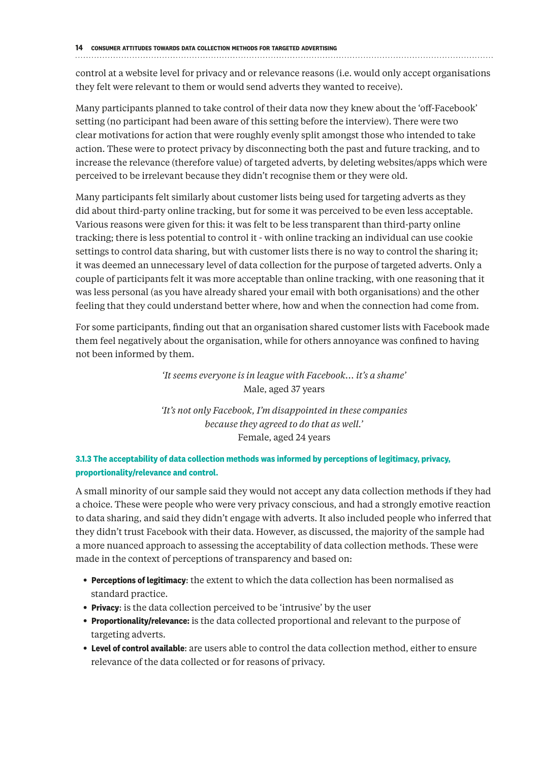control at a website level for privacy and or relevance reasons (i.e. would only accept organisations they felt were relevant to them or would send adverts they wanted to receive).

Many participants planned to take control of their data now they knew about the 'off-Facebook' setting (no participant had been aware of this setting before the interview). There were two clear motivations for action that were roughly evenly split amongst those who intended to take action. These were to protect privacy by disconnecting both the past and future tracking, and to increase the relevance (therefore value) of targeted adverts, by deleting websites/apps which were perceived to be irrelevant because they didn't recognise them or they were old.

Many participants felt similarly about customer lists being used for targeting adverts as they did about third-party online tracking, but for some it was perceived to be even less acceptable. Various reasons were given for this: it was felt to be less transparent than third-party online tracking; there is less potential to control it - with online tracking an individual can use cookie settings to control data sharing, but with customer lists there is no way to control the sharing it; it was deemed an unnecessary level of data collection for the purpose of targeted adverts. Only a couple of participants felt it was more acceptable than online tracking, with one reasoning that it was less personal (as you have already shared your email with both organisations) and the other feeling that they could understand better where, how and when the connection had come from.

For some participants, finding out that an organisation shared customer lists with Facebook made them feel negatively about the organisation, while for others annoyance was confined to having not been informed by them.

> *'It seems everyone is in league with Facebook… it's a shame'*
> Male, aged 37 years

> *'It's not only Facebook, I'm disappointed in these companies because they agreed to do that as well.'*
> Female, aged 24 years

#### 3.1.3 The acceptability of data collection methods was informed by perceptions of legitimacy, privacy, proportionality/relevance and control.

A small minority of our sample said they would not accept any data collection methods if they had a choice. These were people who were very privacy conscious, and had a strongly emotive reaction to data sharing, and said they didn't engage with adverts. It also included people who inferred that they didn't trust Facebook with their data. However, as discussed, the majority of the sample had a more nuanced approach to assessing the acceptability of data collection methods. These were made in the context of perceptions of transparency and based on:

- **Perceptions of legitimacy**: the extent to which the data collection has been normalised as standard practice.
- **Privacy**: is the data collection perceived to be 'intrusive' by the user
- **Proportionality/relevance:** is the data collected proportional and relevant to the purpose of targeting adverts.
- **Level of control available**: are users able to control the data collection method, either to ensure relevance of the data collected or for reasons of privacy.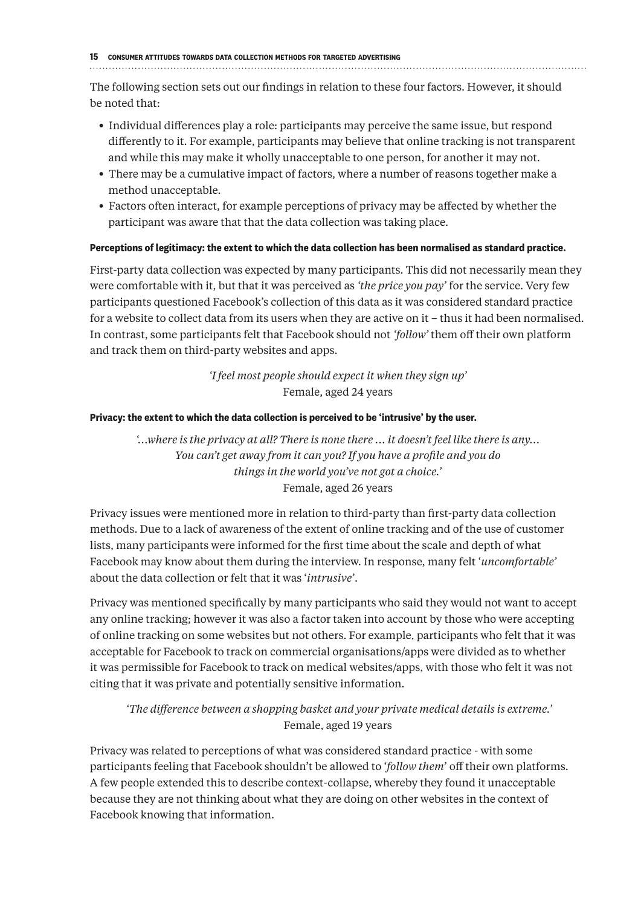The following section sets out our findings in relation to these four factors. However, it should be noted that:

- Individual differences play a role: participants may perceive the same issue, but respond differently to it. For example, participants may believe that online tracking is not transparent and while this may make it wholly unacceptable to one person, for another it may not.
- There may be a cumulative impact of factors, where a number of reasons together make a method unacceptable.
- Factors often interact, for example perceptions of privacy may be affected by whether the participant was aware that that the data collection was taking place.

**Perceptions of legitimacy: the extent to which the data collection has been normalised as standard practice.**

First-party data collection was expected by many participants. This did not necessarily mean they were comfortable with it, but that it was perceived as *'the price you pay'* for the service. Very few participants questioned Facebook's collection of this data as it was considered standard practice for a website to collect data from its users when they are active on it – thus it had been normalised. In contrast, some participants felt that Facebook should not *'follow'* them off their own platform and track them on third-party websites and apps.

> *'I feel most people should expect it when they sign up'*
> Female, aged 24 years

**Privacy: the extent to which the data collection is perceived to be 'intrusive' by the user.**

> *'…where is the privacy at all? There is none there … it doesn't feel like there is any… You can't get away from it can you? If you have a profile and you do things in the world you've not got a choice.'*
> Female, aged 26 years

Privacy issues were mentioned more in relation to third-party than first-party data collection methods. Due to a lack of awareness of the extent of online tracking and of the use of customer lists, many participants were informed for the first time about the scale and depth of what Facebook may know about them during the interview. In response, many felt '*uncomfortable*' about the data collection or felt that it was '*intrusive*'.

Privacy was mentioned specifically by many participants who said they would not want to accept any online tracking; however it was also a factor taken into account by those who were accepting of online tracking on some websites but not others. For example, participants who felt that it was acceptable for Facebook to track on commercial organisations/apps were divided as to whether it was permissible for Facebook to track on medical websites/apps, with those who felt it was not citing that it was private and potentially sensitive information.

> *'The difference between a shopping basket and your private medical details is extreme.'*
> Female, aged 19 years

Privacy was related to perceptions of what was considered standard practice - with some participants feeling that Facebook shouldn't be allowed to '*follow them*' off their own platforms. A few people extended this to describe context-collapse, whereby they found it unacceptable because they are not thinking about what they are doing on other websites in the context of Facebook knowing that information.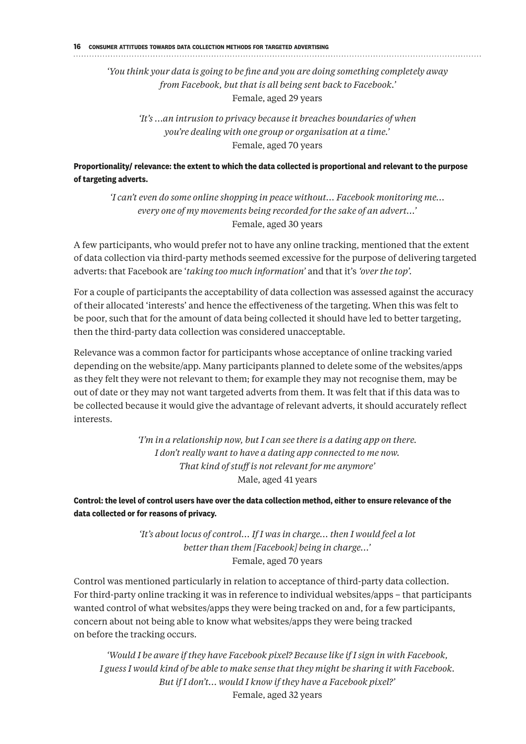*'You think your data is going to be fine and you are doing something completely away from Facebook, but that is all being sent back to Facebook.'*
Female, aged 29 years

*'It's …an intrusion to privacy because it breaches boundaries of when you're dealing with one group or organisation at a time.'*
Female, aged 70 years

**Proportionality/ relevance: the extent to which the data collected is proportional and relevant to the purpose of targeting adverts.**

*'I can't even do some online shopping in peace without… Facebook monitoring me… every one of my movements being recorded for the sake of an advert…'*
Female, aged 30 years

A few participants, who would prefer not to have any online tracking, mentioned that the extent of data collection via third-party methods seemed excessive for the purpose of delivering targeted adverts: that Facebook are '*taking too much information*' and that it's *'over the top'*.

For a couple of participants the acceptability of data collection was assessed against the accuracy of their allocated 'interests' and hence the effectiveness of the targeting. When this was felt to be poor, such that for the amount of data being collected it should have led to better targeting, then the third-party data collection was considered unacceptable.

Relevance was a common factor for participants whose acceptance of online tracking varied depending on the website/app. Many participants planned to delete some of the websites/apps as they felt they were not relevant to them; for example they may not recognise them, may be out of date or they may not want targeted adverts from them. It was felt that if this data was to be collected because it would give the advantage of relevant adverts, it should accurately reflect interests.

*'I'm in a relationship now, but I can see there is a dating app on there. I don't really want to have a dating app connected to me now. That kind of stuff is not relevant for me anymore'*
Male, aged 41 years

**Control: the level of control users have over the data collection method, either to ensure relevance of the data collected or for reasons of privacy.**

*'It's about locus of control… If I was in charge… then I would feel a lot better than them [Facebook] being in charge…'*
Female, aged 70 years

Control was mentioned particularly in relation to acceptance of third-party data collection. For third-party online tracking it was in reference to individual websites/apps – that participants wanted control of what websites/apps they were being tracked on and, for a few participants, concern about not being able to know what websites/apps they were being tracked on before the tracking occurs.

*'Would I be aware if they have Facebook pixel? Because like if I sign in with Facebook, I guess I would kind of be able to make sense that they might be sharing it with Facebook. But if I don't… would I know if they have a Facebook pixel?'*
Female, aged 32 years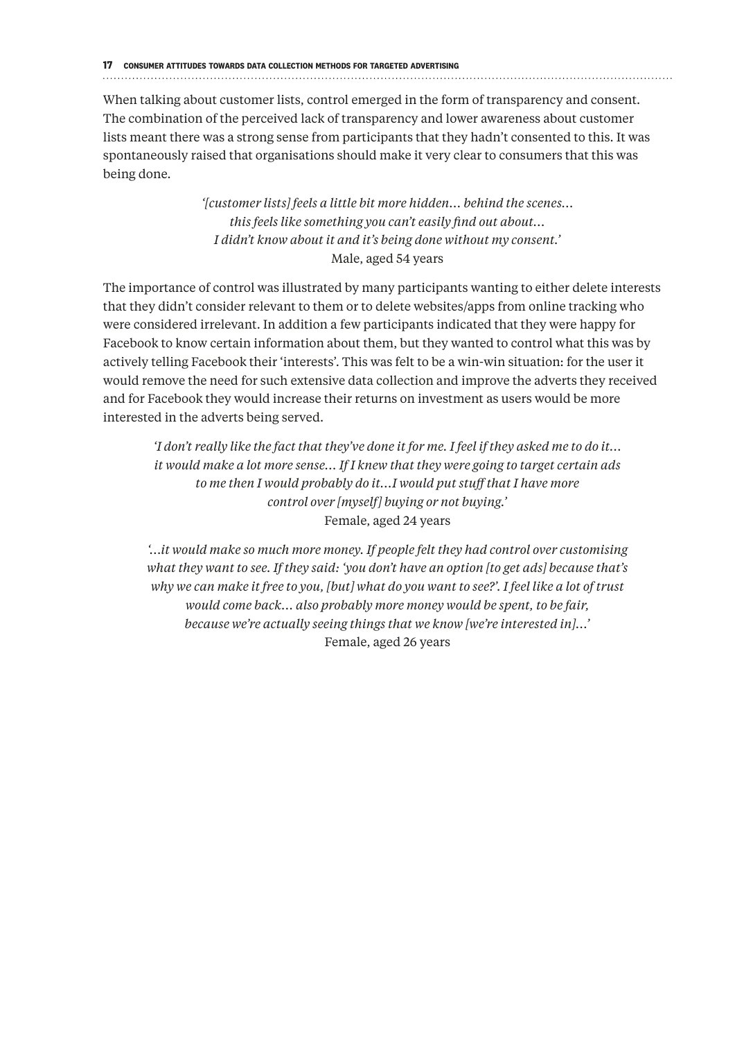When talking about customer lists, control emerged in the form of transparency and consent. The combination of the perceived lack of transparency and lower awareness about customer lists meant there was a strong sense from participants that they hadn't consented to this. It was spontaneously raised that organisations should make it very clear to consumers that this was being done.

> *'[customer lists] feels a little bit more hidden… behind the scenes… this feels like something you can't easily find out about… I didn't know about it and it's being done without my consent.'*
> Male, aged 54 years

The importance of control was illustrated by many participants wanting to either delete interests that they didn't consider relevant to them or to delete websites/apps from online tracking who were considered irrelevant. In addition a few participants indicated that they were happy for Facebook to know certain information about them, but they wanted to control what this was by actively telling Facebook their 'interests'. This was felt to be a win-win situation: for the user it would remove the need for such extensive data collection and improve the adverts they received and for Facebook they would increase their returns on investment as users would be more interested in the adverts being served.

> *'I don't really like the fact that they've done it for me. I feel if they asked me to do it… it would make a lot more sense… If I knew that they were going to target certain ads to me then I would probably do it…I would put stuff that I have more control over [myself] buying or not buying.'*
> Female, aged 24 years

> *'…it would make so much more money. If people felt they had control over customising what they want to see. If they said: 'you don't have an option [to get ads] because that's why we can make it free to you, [but] what do you want to see?'. I feel like a lot of trust would come back… also probably more money would be spent, to be fair, because we're actually seeing things that we know [we're interested in]…'*
> Female, aged 26 years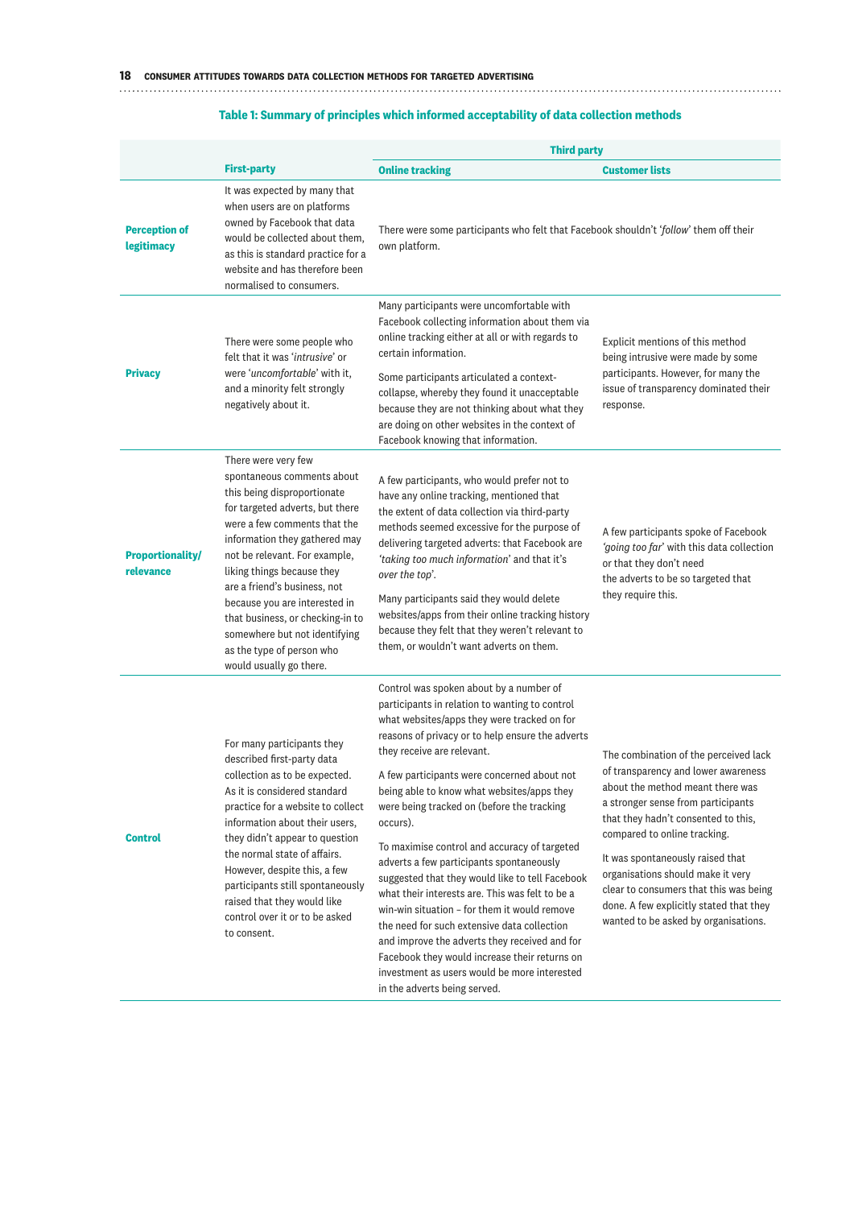**Table 1: Summary of principles which informed acceptability of data collection methods**

| | First-party | Third party | |
|---|---|---|---|
| | | **Online tracking** | **Customer lists** |
| **Perception of legitimacy** | It was expected by many that when users are on platforms owned by Facebook that data would be collected about them, as this is standard practice for a website and has therefore been normalised to consumers. | There were some participants who felt that Facebook shouldn't '*follow*' them off their own platform. | |
| **Privacy** | There were some people who felt that it was '*intrusive*' or were '*uncomfortable*' with it, and a minority felt strongly negatively about it. | Many participants were uncomfortable with Facebook collecting information about them via online tracking either at all or with regards to certain information.<br><br>Some participants articulated a context-collapse, whereby they found it unacceptable because they are not thinking about what they are doing on other websites in the context of Facebook knowing that information. | Explicit mentions of this method being intrusive were made by some participants. However, for many the issue of transparency dominated their response. |
| **Proportionality/ relevance** | There were very few spontaneous comments about this being disproportionate for targeted adverts, but there were a few comments that the information they gathered may not be relevant. For example, liking things because they are a friend's business, not because you are interested in that business, or checking-in to somewhere but not identifying as the type of person who would usually go there. | A few participants, who would prefer not to have any online tracking, mentioned that the extent of data collection via third-party methods seemed excessive for the purpose of delivering targeted adverts: that Facebook are '*taking too much information*' and that it's *over the top*'.<br><br>Many participants said they would delete websites/apps from their online tracking history because they felt that they weren't relevant to them, or wouldn't want adverts on them. | A few participants spoke of Facebook '*going too far*' with this data collection or that they don't need the adverts to be so targeted that they require this. |
| **Control** | For many participants they described first-party data collection as to be expected. As it is considered standard practice for a website to collect information about their users, they didn't appear to question the normal state of affairs. However, despite this, a few participants still spontaneously raised that they would like control over it or to be asked to consent. | Control was spoken about by a number of participants in relation to wanting to control what websites/apps they were tracked on for reasons of privacy or to help ensure the adverts they receive are relevant.<br><br>A few participants were concerned about not being able to know what websites/apps they were being tracked on (before the tracking occurs).<br><br>To maximise control and accuracy of targeted adverts a few participants spontaneously suggested that they would like to tell Facebook what their interests are. This was felt to be a win-win situation – for them it would remove the need for such extensive data collection and improve the adverts they received and for Facebook they would increase their returns on investment as users would be more interested in the adverts being served. | The combination of the perceived lack of transparency and lower awareness about the method meant there was a stronger sense from participants that they hadn't consented to this, compared to online tracking.<br><br>It was spontaneously raised that organisations should make it very clear to consumers that this was being done. A few explicitly stated that they wanted to be asked by organisations. |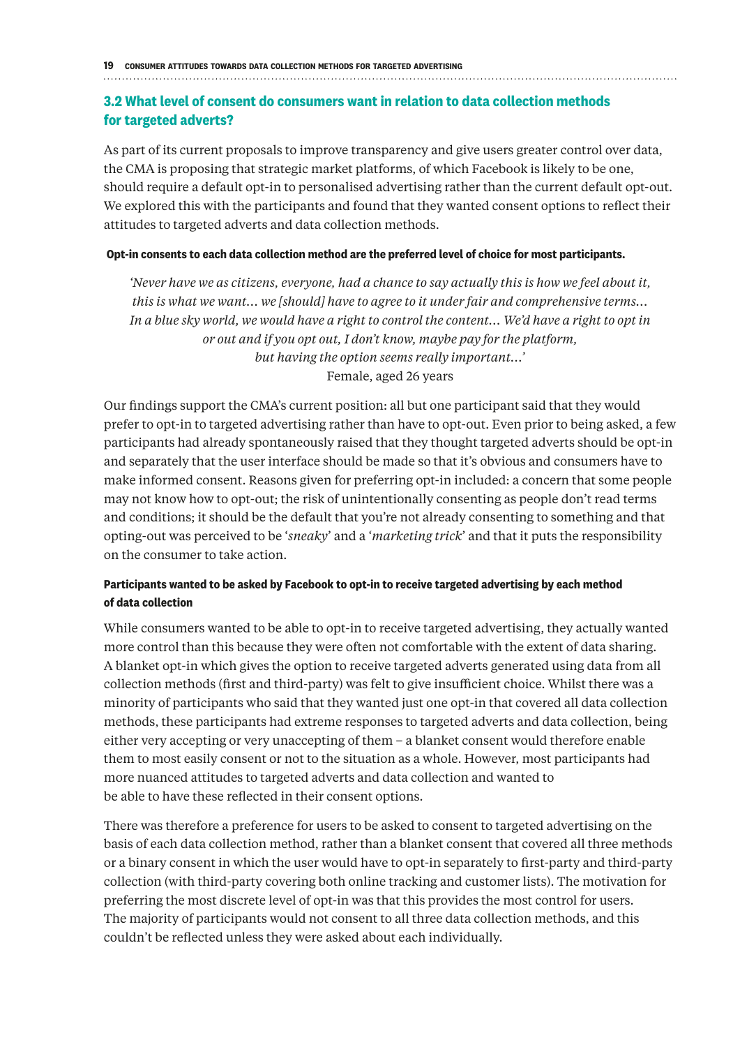## 3.2 What level of consent do consumers want in relation to data collection methods for targeted adverts?

As part of its current proposals to improve transparency and give users greater control over data, the CMA is proposing that strategic market platforms, of which Facebook is likely to be one, should require a default opt-in to personalised advertising rather than the current default opt-out. We explored this with the participants and found that they wanted consent options to reflect their attitudes to targeted adverts and data collection methods.

**Opt-in consents to each data collection method are the preferred level of choice for most participants.**

> *'Never have we as citizens, everyone, had a chance to say actually this is how we feel about it, this is what we want… we [should] have to agree to it under fair and comprehensive terms… In a blue sky world, we would have a right to control the content… We'd have a right to opt in or out and if you opt out, I don't know, maybe pay for the platform, but having the option seems really important…'*
> Female, aged 26 years

Our findings support the CMA's current position: all but one participant said that they would prefer to opt-in to targeted advertising rather than have to opt-out. Even prior to being asked, a few participants had already spontaneously raised that they thought targeted adverts should be opt-in and separately that the user interface should be made so that it's obvious and consumers have to make informed consent. Reasons given for preferring opt-in included: a concern that some people may not know how to opt-out; the risk of unintentionally consenting as people don't read terms and conditions; it should be the default that you're not already consenting to something and that opting-out was perceived to be '*sneaky*' and a '*marketing trick*' and that it puts the responsibility on the consumer to take action.

**Participants wanted to be asked by Facebook to opt-in to receive targeted advertising by each method of data collection**

While consumers wanted to be able to opt-in to receive targeted advertising, they actually wanted more control than this because they were often not comfortable with the extent of data sharing. A blanket opt-in which gives the option to receive targeted adverts generated using data from all collection methods (first and third-party) was felt to give insufficient choice. Whilst there was a minority of participants who said that they wanted just one opt-in that covered all data collection methods, these participants had extreme responses to targeted adverts and data collection, being either very accepting or very unaccepting of them – a blanket consent would therefore enable them to most easily consent or not to the situation as a whole. However, most participants had more nuanced attitudes to targeted adverts and data collection and wanted to be able to have these reflected in their consent options.

There was therefore a preference for users to be asked to consent to targeted advertising on the basis of each data collection method, rather than a blanket consent that covered all three methods or a binary consent in which the user would have to opt-in separately to first-party and third-party collection (with third-party covering both online tracking and customer lists). The motivation for preferring the most discrete level of opt-in was that this provides the most control for users. The majority of participants would not consent to all three data collection methods, and this couldn't be reflected unless they were asked about each individually.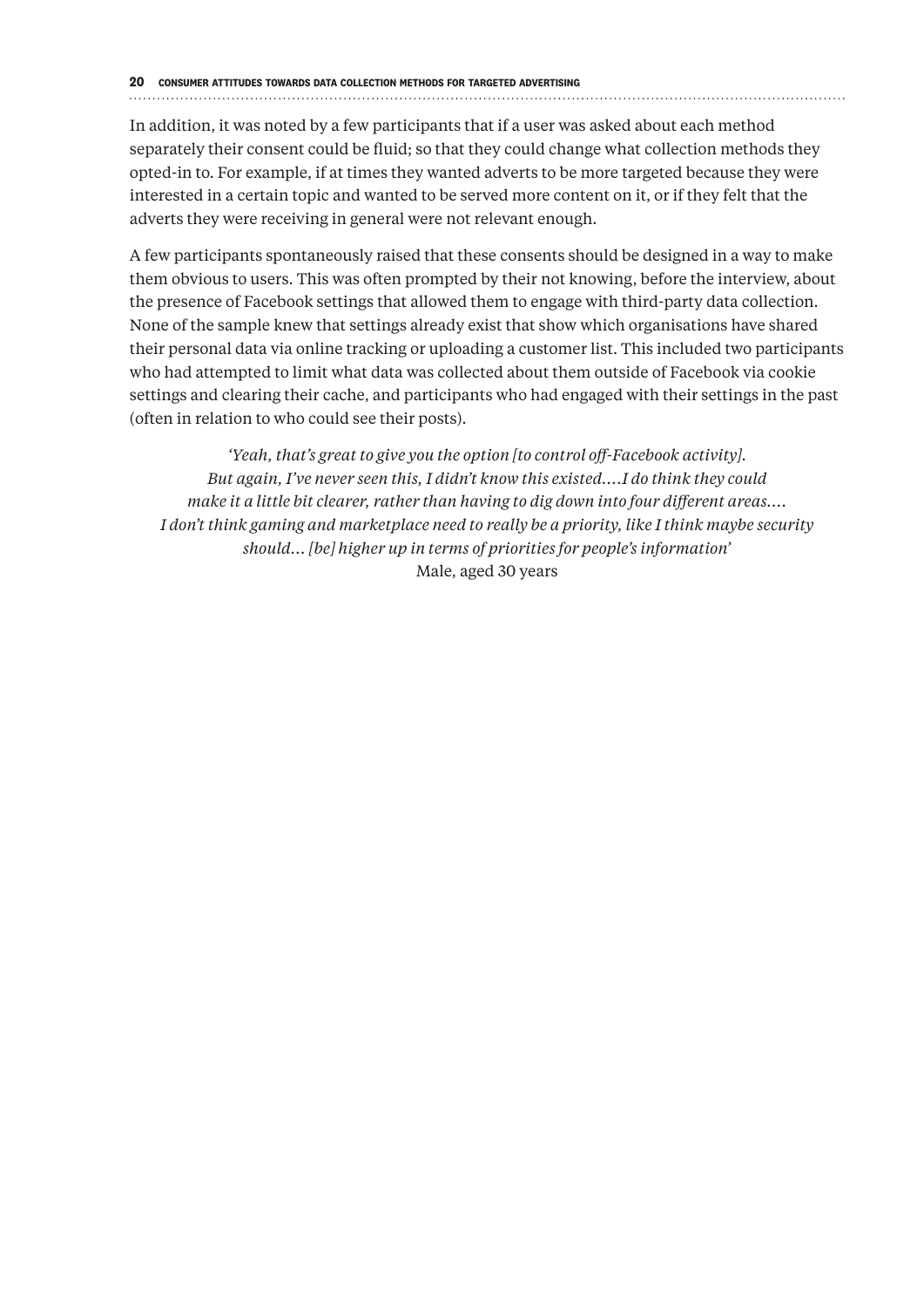In addition, it was noted by a few participants that if a user was asked about each method separately their consent could be fluid; so that they could change what collection methods they opted-in to. For example, if at times they wanted adverts to be more targeted because they were interested in a certain topic and wanted to be served more content on it, or if they felt that the adverts they were receiving in general were not relevant enough.

A few participants spontaneously raised that these consents should be designed in a way to make them obvious to users. This was often prompted by their not knowing, before the interview, about the presence of Facebook settings that allowed them to engage with third-party data collection. None of the sample knew that settings already exist that show which organisations have shared their personal data via online tracking or uploading a customer list. This included two participants who had attempted to limit what data was collected about them outside of Facebook via cookie settings and clearing their cache, and participants who had engaged with their settings in the past (often in relation to who could see their posts).

> *'Yeah, that's great to give you the option [to control off-Facebook activity]. But again, I've never seen this, I didn't know this existed.…I do think they could make it a little bit clearer, rather than having to dig down into four different areas.… I don't think gaming and marketplace need to really be a priority, like I think maybe security should… [be] higher up in terms of priorities for people's information'*
> Male, aged 30 years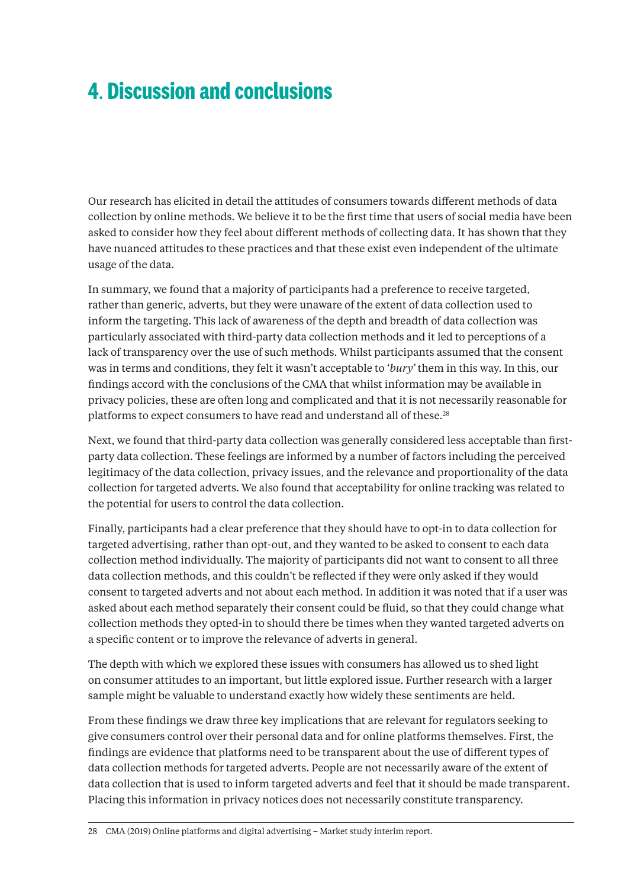# 4. Discussion and conclusions

Our research has elicited in detail the attitudes of consumers towards different methods of data collection by online methods. We believe it to be the first time that users of social media have been asked to consider how they feel about different methods of collecting data. It has shown that they have nuanced attitudes to these practices and that these exist even independent of the ultimate usage of the data.

In summary, we found that a majority of participants had a preference to receive targeted, rather than generic, adverts, but they were unaware of the extent of data collection used to inform the targeting. This lack of awareness of the depth and breadth of data collection was particularly associated with third-party data collection methods and it led to perceptions of a lack of transparency over the use of such methods. Whilst participants assumed that the consent was in terms and conditions, they felt it wasn't acceptable to '*bury*' them in this way. In this, our findings accord with the conclusions of the CMA that whilst information may be available in privacy policies, these are often long and complicated and that it is not necessarily reasonable for platforms to expect consumers to have read and understand all of these.[28]

Next, we found that third-party data collection was generally considered less acceptable than first-party data collection. These feelings are informed by a number of factors including the perceived legitimacy of the data collection, privacy issues, and the relevance and proportionality of the data collection for targeted adverts. We also found that acceptability for online tracking was related to the potential for users to control the data collection.

Finally, participants had a clear preference that they should have to opt-in to data collection for targeted advertising, rather than opt-out, and they wanted to be asked to consent to each data collection method individually. The majority of participants did not want to consent to all three data collection methods, and this couldn't be reflected if they were only asked if they would consent to targeted adverts and not about each method. In addition it was noted that if a user was asked about each method separately their consent could be fluid, so that they could change what collection methods they opted-in to should there be times when they wanted targeted adverts on a specific content or to improve the relevance of adverts in general.

The depth with which we explored these issues with consumers has allowed us to shed light on consumer attitudes to an important, but little explored issue. Further research with a larger sample might be valuable to understand exactly how widely these sentiments are held.

From these findings we draw three key implications that are relevant for regulators seeking to give consumers control over their personal data and for online platforms themselves. First, the findings are evidence that platforms need to be transparent about the use of different types of data collection methods for targeted adverts. People are not necessarily aware of the extent of data collection that is used to inform targeted adverts and feel that it should be made transparent. Placing this information in privacy notices does not necessarily constitute transparency.

28 CMA (2019) Online platforms and digital advertising – Market study interim report.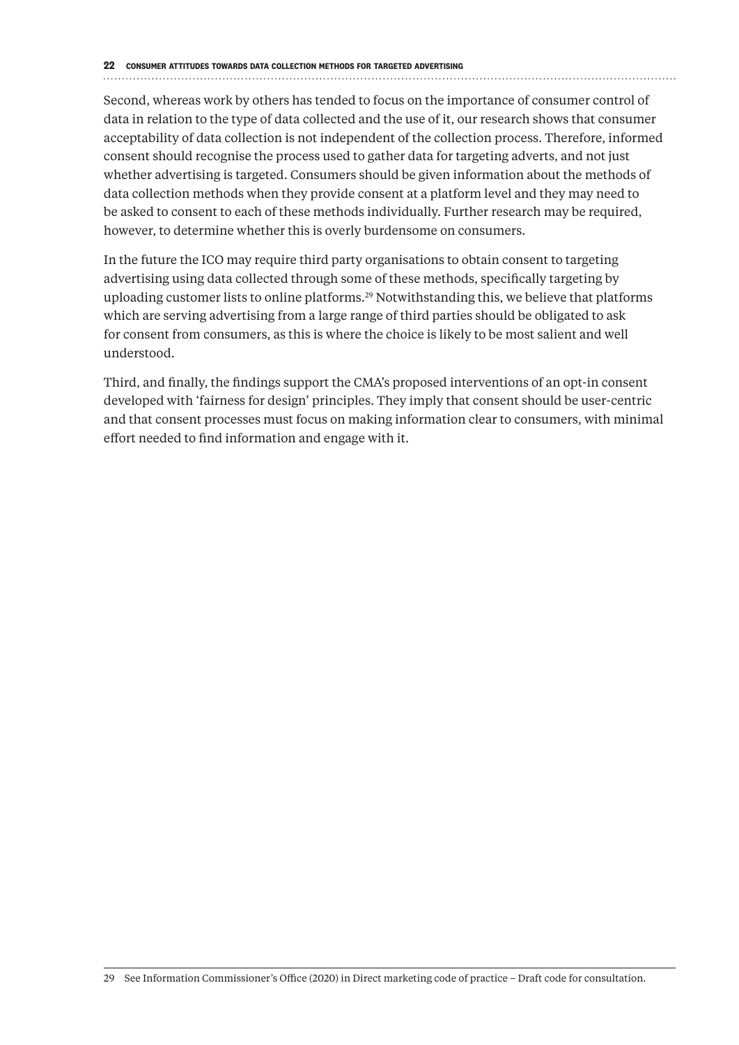Second, whereas work by others has tended to focus on the importance of consumer control of data in relation to the type of data collected and the use of it, our research shows that consumer acceptability of data collection is not independent of the collection process. Therefore, informed consent should recognise the process used to gather data for targeting adverts, and not just whether advertising is targeted. Consumers should be given information about the methods of data collection methods when they provide consent at a platform level and they may need to be asked to consent to each of these methods individually. Further research may be required, however, to determine whether this is overly burdensome on consumers.

In the future the ICO may require third party organisations to obtain consent to targeting advertising using data collected through some of these methods, specifically targeting by uploading customer lists to online platforms.[29] Notwithstanding this, we believe that platforms which are serving advertising from a large range of third parties should be obligated to ask for consent from consumers, as this is where the choice is likely to be most salient and well understood.

Third, and finally, the findings support the CMA's proposed interventions of an opt-in consent developed with 'fairness for design' principles. They imply that consent should be user-centric and that consent processes must focus on making information clear to consumers, with minimal effort needed to find information and engage with it.

29 See Information Commissioner's Office (2020) in Direct marketing code of practice – Draft code for consultation.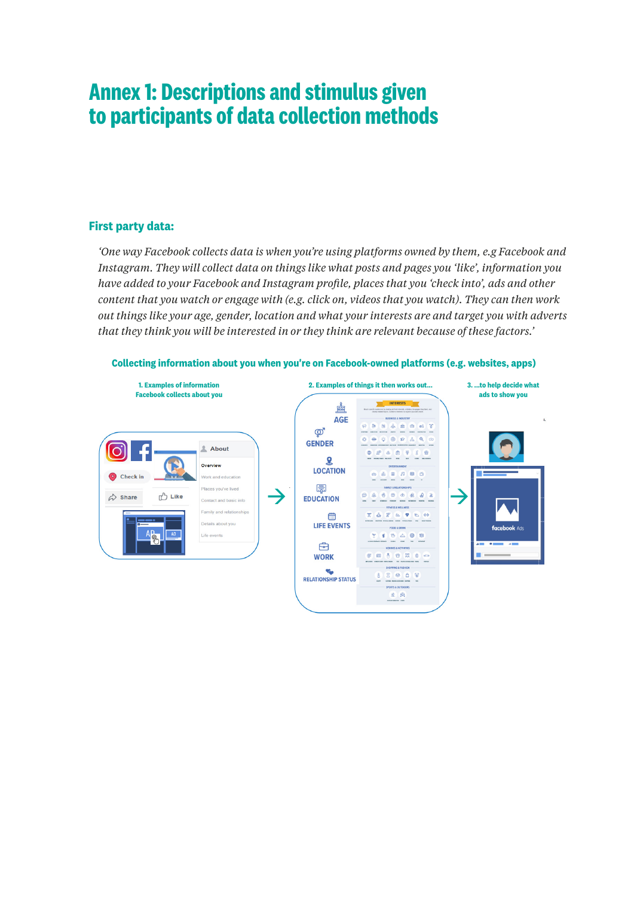# Annex 1: Descriptions and stimulus given to participants of data collection methods

## First party data:

*'One way Facebook collects data is when you're using platforms owned by them, e.g Facebook and Instagram. They will collect data on things like what posts and pages you 'like', information you have added to your Facebook and Instagram profile, places that you 'check into', ads and other content that you watch or engage with (e.g. click on, videos that you watch). They can then work out things like your age, gender, location and what your interests are and target you with adverts that they think you will be interested in or they think are relevant because of these factors.'*

**Collecting information about you when you're on Facebook-owned platforms (e.g. websites, apps)**

1. Examples of information Facebook collects about you

Check in
Share
Like
About
Overview
Work and education
Places you've lived
Contact and basic info
Family and relationships
Details about you
Life events

2. Examples of things it then works out...

AGE
GENDER
LOCATION
EDUCATION
LIFE EVENTS
WORK
RELATIONSHIP STATUS
INTERESTS

3. ...to help decide what ads to show you

facebook Ads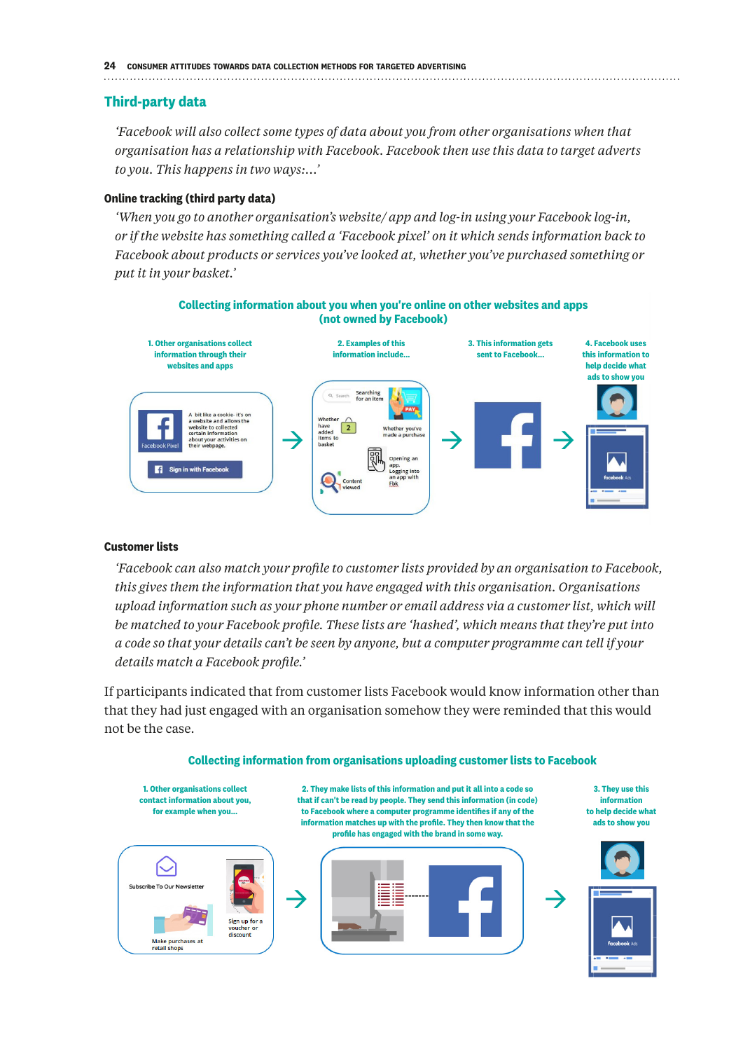## Third-party data

*'Facebook will also collect some types of data about you from other organisations when that organisation has a relationship with Facebook. Facebook then use this data to target adverts to you. This happens in two ways:...'*

**Online tracking (third party data)**

*'When you go to another organisation's website/ app and log-in using your Facebook log-in, or if the website has something called a 'Facebook pixel' on it which sends information back to Facebook about products or services you've looked at, whether you've purchased something or put it in your basket.'*

**Collecting information about you when you're online on other websites and apps (not owned by Facebook)**

1. Other organisations collect information through their websites and apps
2. Examples of this information include...
3. This information gets sent to Facebook...
4. Facebook uses this information to help decide what ads to show you

Facebook Pixel — A bit like a cookie- it's on a website and allows the website to collected certain information about your activities on their webpage.

Sign in with Facebook

Searching for an item

Whether have added items to basket

Whether you've made a purchase

Opening an app. Logging into an app with Fbk

Content viewed

**Customer lists**

*'Facebook can also match your profile to customer lists provided by an organisation to Facebook, this gives them the information that you have engaged with this organisation. Organisations upload information such as your phone number or email address via a customer list, which will be matched to your Facebook profile. These lists are 'hashed', which means that they're put into a code so that your details can't be seen by anyone, but a computer programme can tell if your details match a Facebook profile.'*

If participants indicated that from customer lists Facebook would know information other than that they had just engaged with an organisation somehow they were reminded that this would not be the case.

**Collecting information from organisations uploading customer lists to Facebook**

1. Other organisations collect contact information about you, for example when you...
2. They make lists of this information and put it all into a code so that if can't be read by people. They send this information (in code) to Facebook where a computer programme identifies if any of the information matches up with the profile. They then know that the profile has engaged with the brand in some way.
3. They use this information to help decide what ads to show you

Subscribe To Our Newsletter

Sign up for a voucher or discount

Make purchases at retail shops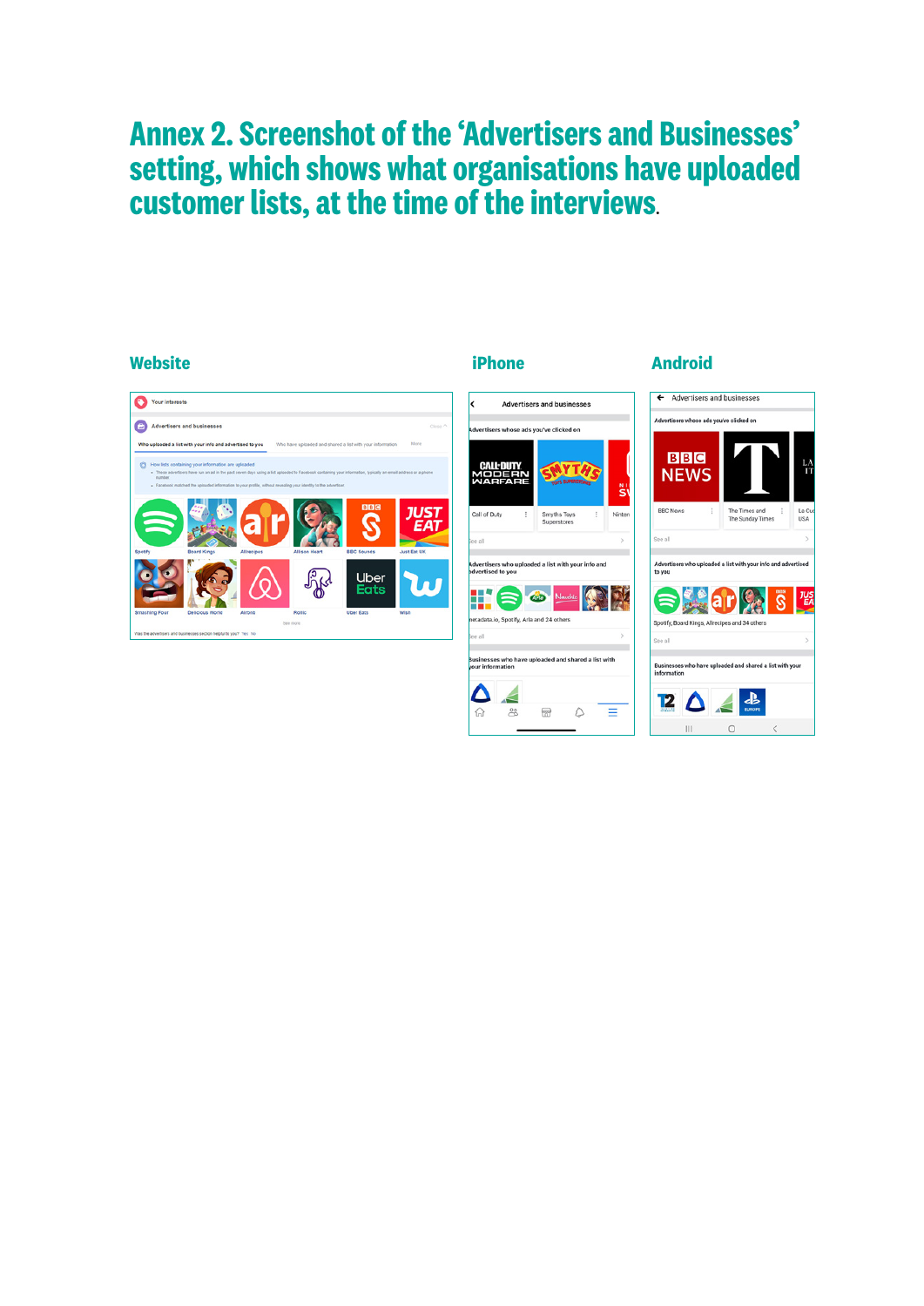# Annex 2. Screenshot of the 'Advertisers and Businesses' setting, which shows what organisations have uploaded customer lists, at the time of the interviews.

**Website**

**iPhone**

**Android**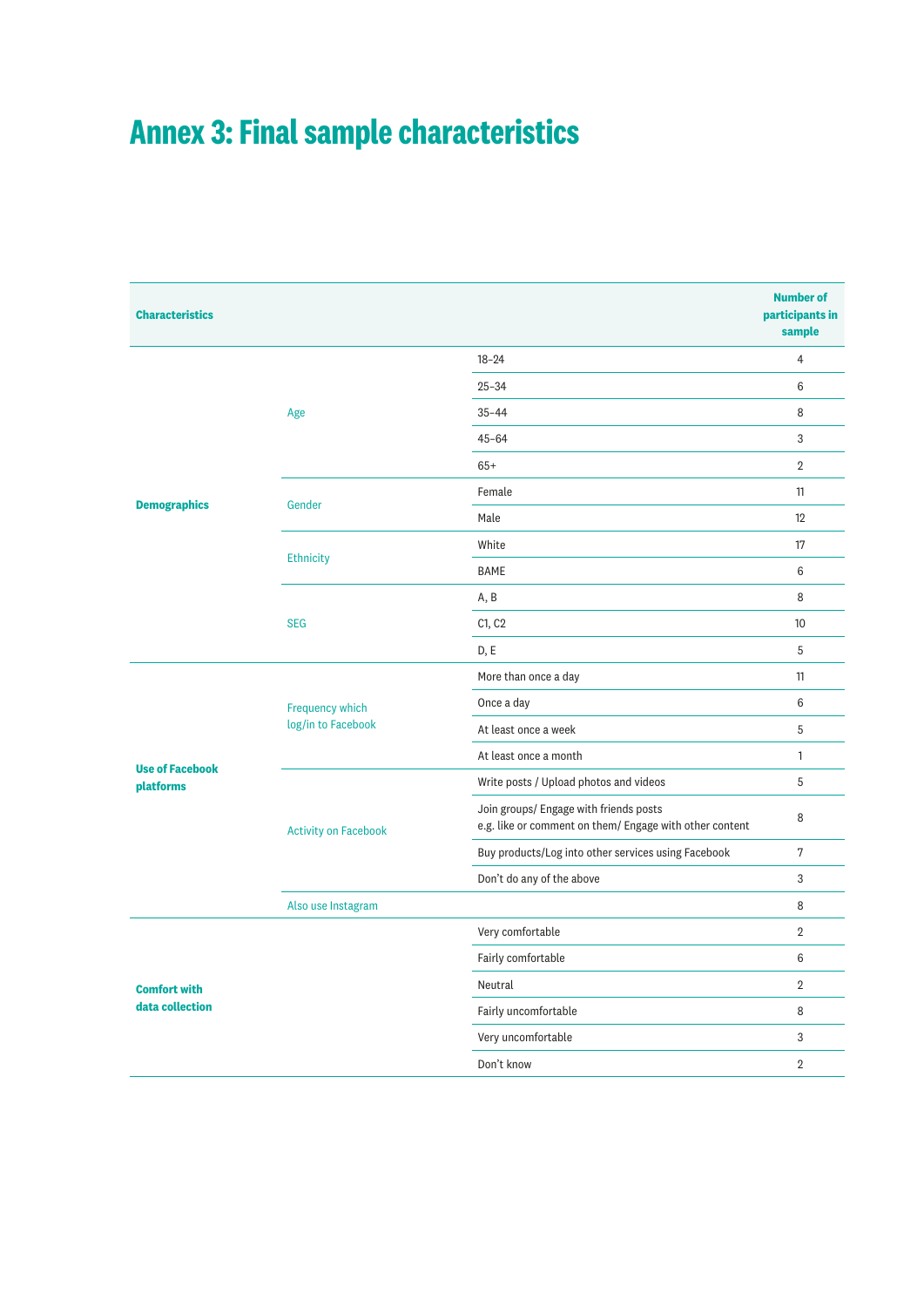# Annex 3: Final sample characteristics

| Characteristics | | | Number of participants in sample |
|---|---|---|---|
| Demographics | Age | 18–24 | 4 |
| | | 25–34 | 6 |
| | | 35–44 | 8 |
| | | 45–64 | 3 |
| | | 65+ | 2 |
| | Gender | Female | 11 |
| | | Male | 12 |
| | Ethnicity | White | 17 |
| | | BAME | 6 |
| | SEG | A, B | 8 |
| | | C1, C2 | 10 |
| | | D, E | 5 |
| Use of Facebook platforms | Frequency which log/in to Facebook | More than once a day | 11 |
| | | Once a day | 6 |
| | | At least once a week | 5 |
| | | At least once a month | 1 |
| | Activity on Facebook | Write posts / Upload photos and videos | 5 |
| | | Join groups/ Engage with friends posts e.g. like or comment on them/ Engage with other content | 8 |
| | | Buy products/Log into other services using Facebook | 7 |
| | | Don't do any of the above | 3 |
| | Also use Instagram | | 8 |
| Comfort with data collection | | Very comfortable | 2 |
| | | Fairly comfortable | 6 |
| | | Neutral | 2 |
| | | Fairly uncomfortable | 8 |
| | | Very uncomfortable | 3 |
| | | Don't know | 2 |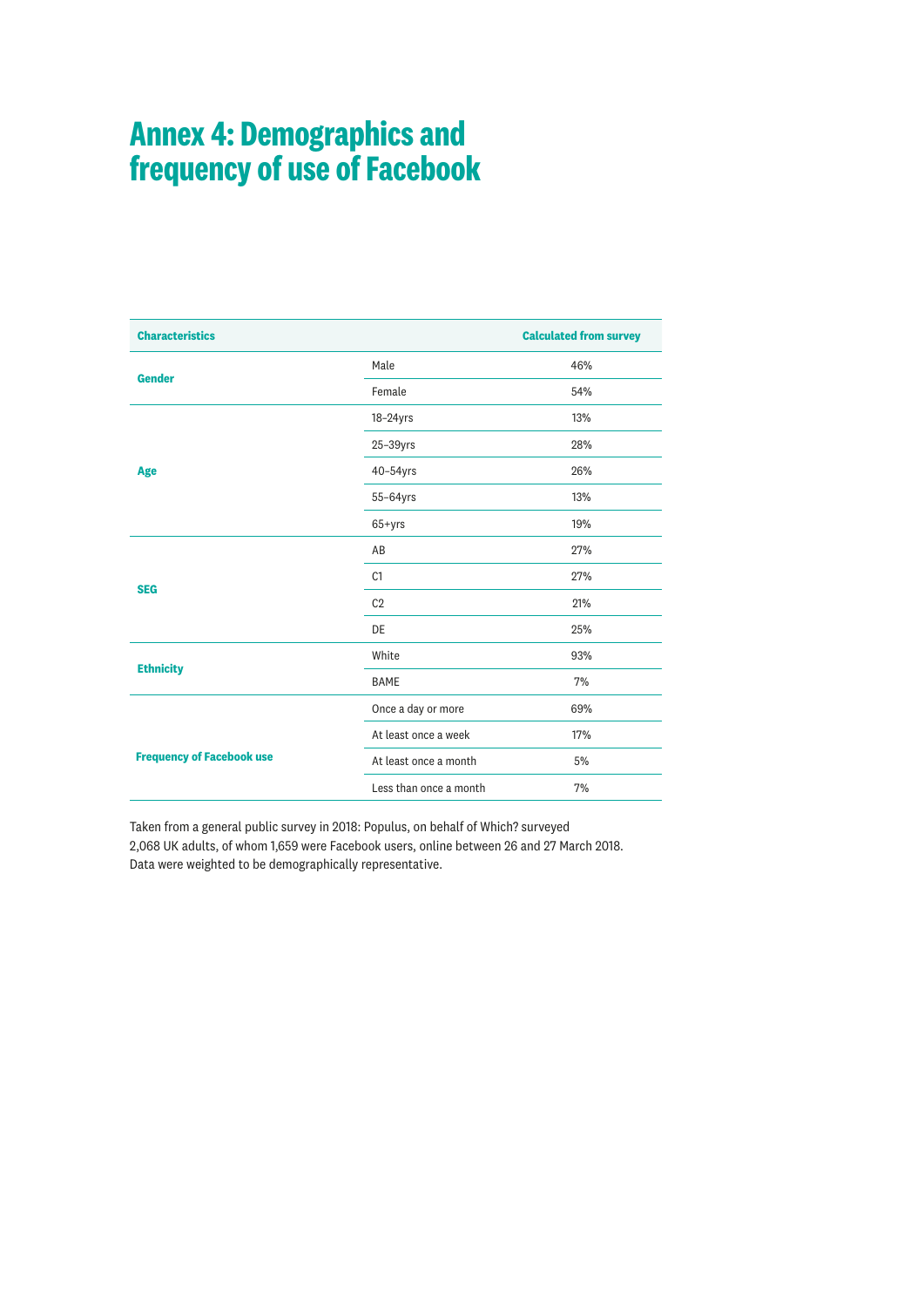# Annex 4: Demographics and frequency of use of Facebook

| Characteristics | | Calculated from survey |
|---|---|---|
| **Gender** | Male | 46% |
| | Female | 54% |
| **Age** | 18–24yrs | 13% |
| | 25–39yrs | 28% |
| | 40–54yrs | 26% |
| | 55–64yrs | 13% |
| | 65+yrs | 19% |
| **SEG** | AB | 27% |
| | C1 | 27% |
| | C2 | 21% |
| | DE | 25% |
| **Ethnicity** | White | 93% |
| | BAME | 7% |
| **Frequency of Facebook use** | Once a day or more | 69% |
| | At least once a week | 17% |
| | At least once a month | 5% |
| | Less than once a month | 7% |

Taken from a general public survey in 2018: Populus, on behalf of Which? surveyed 2,068 UK adults, of whom 1,659 were Facebook users, online between 26 and 27 March 2018. Data were weighted to be demographically representative.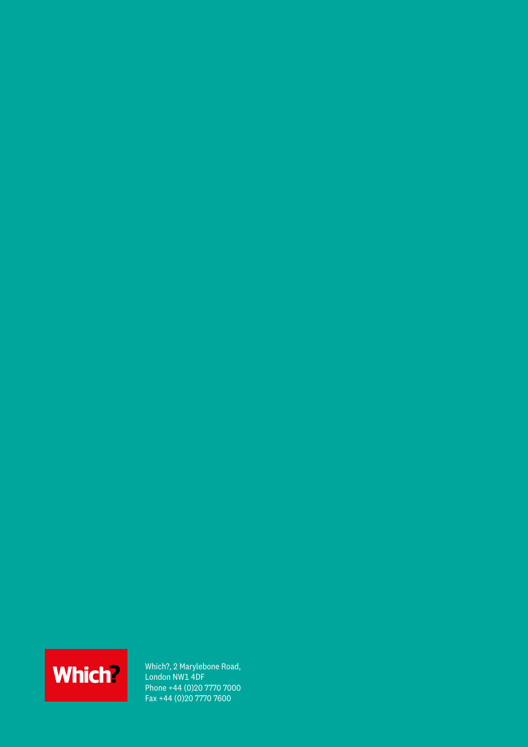Which?

Which?, 2 Marylebone Road,
London NW1 4DF
Phone +44 (0)20 7770 7000
Fax +44 (0)20 7770 7600